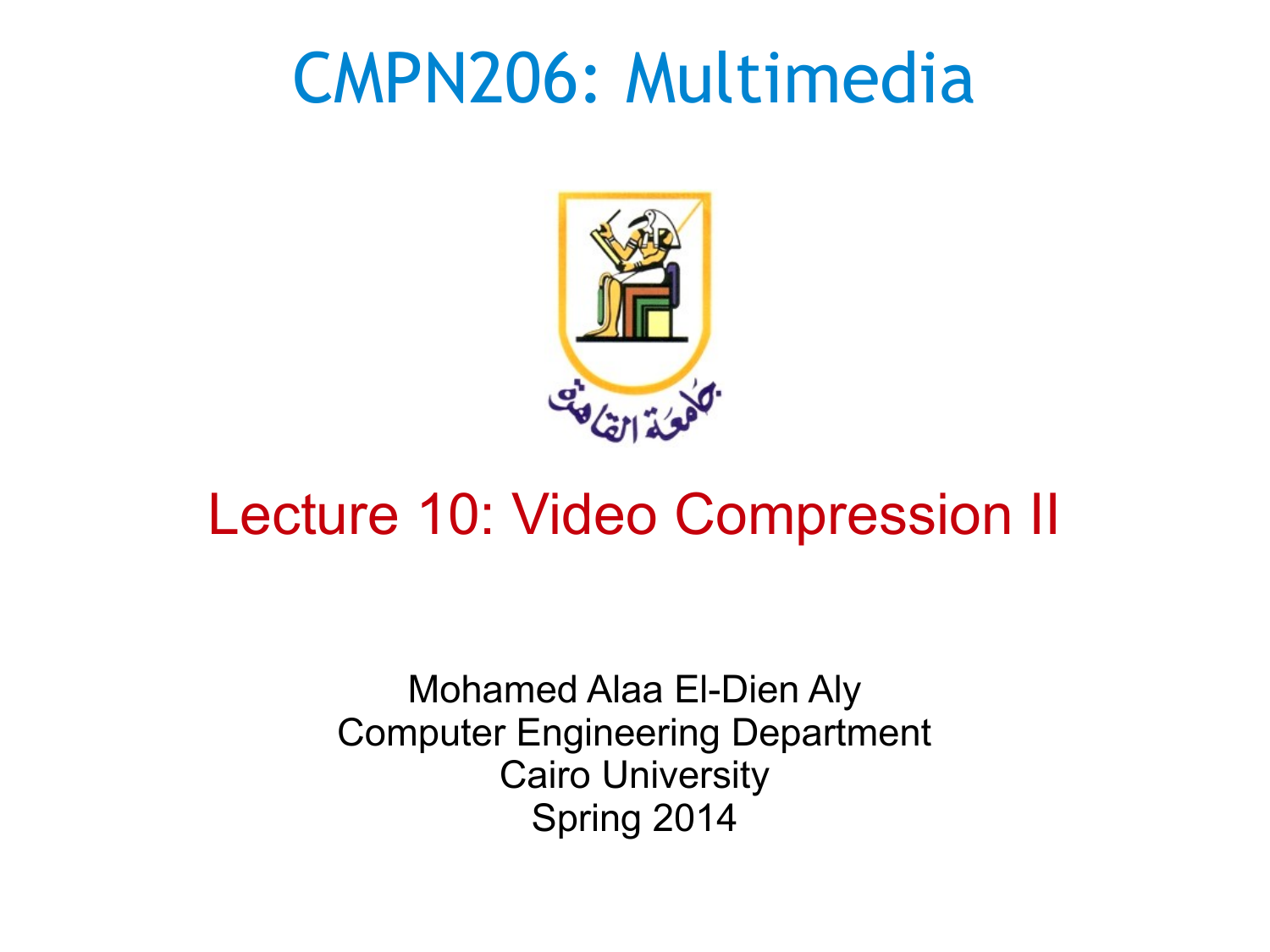# CMPN206: Multimedia

## Lecture 10: Video Compression II

Mohamed Alaa El-Dien Aly
Computer Engineering Department
Cairo University
Spring 2014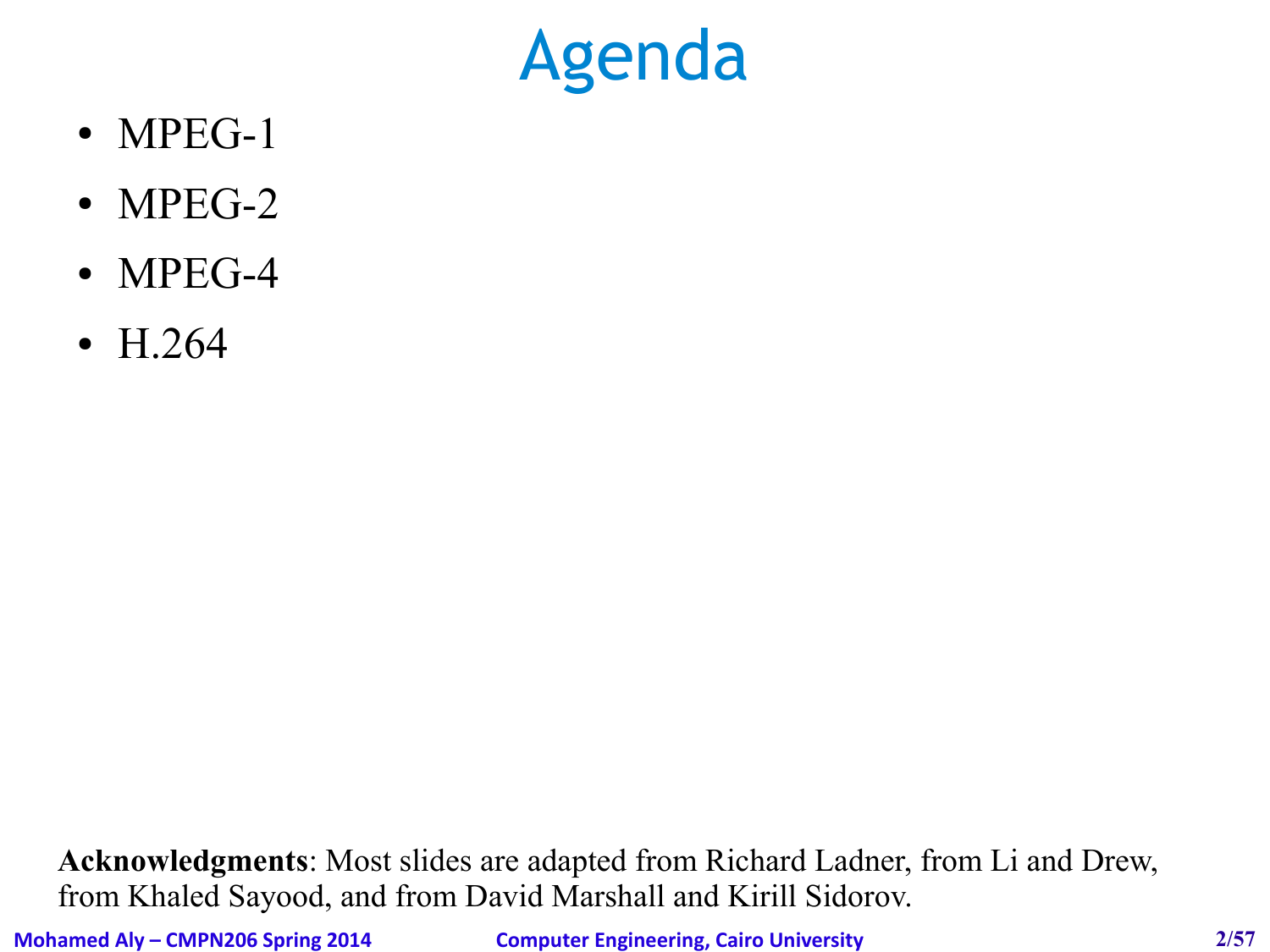# Agenda

- MPEG-1
- MPEG-2
- MPEG-4
- H.264

**Acknowledgments**: Most slides are adapted from Richard Ladner, from Li and Drew, from Khaled Sayood, and from David Marshall and Kirill Sidorov.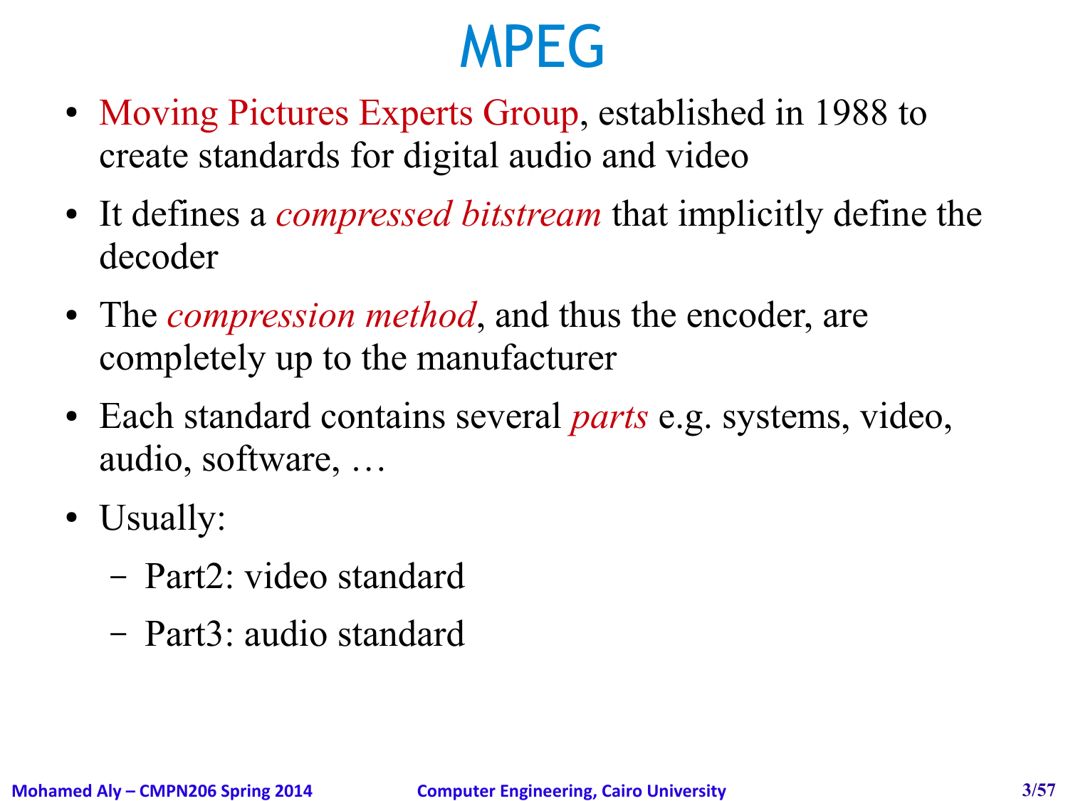# MPEG

- Moving Pictures Experts Group, established in 1988 to create standards for digital audio and video
- It defines a *compressed bitstream* that implicitly define the decoder
- The *compression method*, and thus the encoder, are completely up to the manufacturer
- Each standard contains several *parts* e.g. systems, video, audio, software, …
- Usually:
  - Part2: video standard
  - Part3: audio standard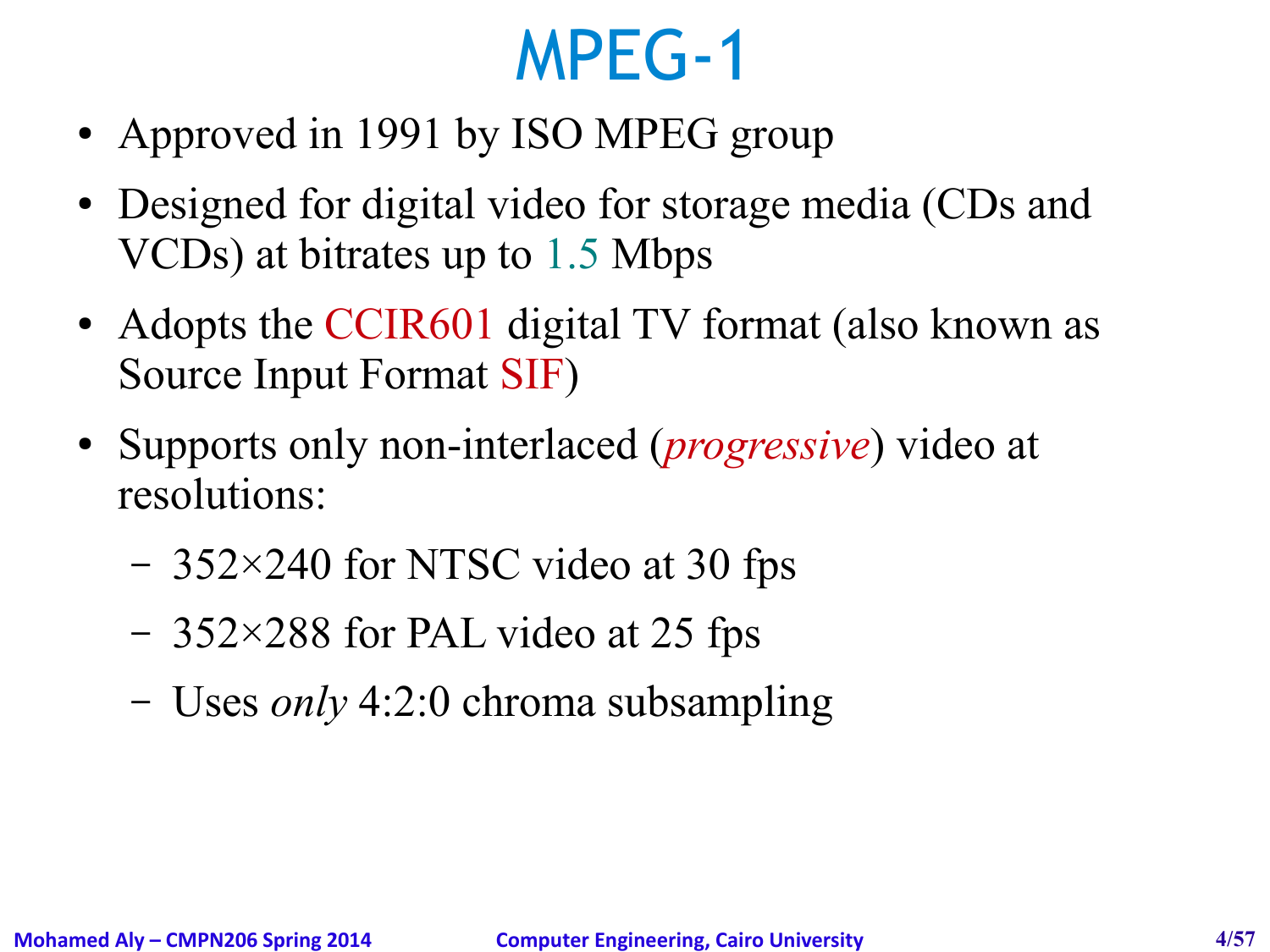# MPEG-1

- Approved in 1991 by ISO MPEG group
- Designed for digital video for storage media (CDs and VCDs) at bitrates up to 1.5 Mbps
- Adopts the CCIR601 digital TV format (also known as Source Input Format SIF)
- Supports only non-interlaced (*progressive*) video at resolutions:
  - 352×240 for NTSC video at 30 fps
  - 352×288 for PAL video at 25 fps
  - Uses *only* 4:2:0 chroma subsampling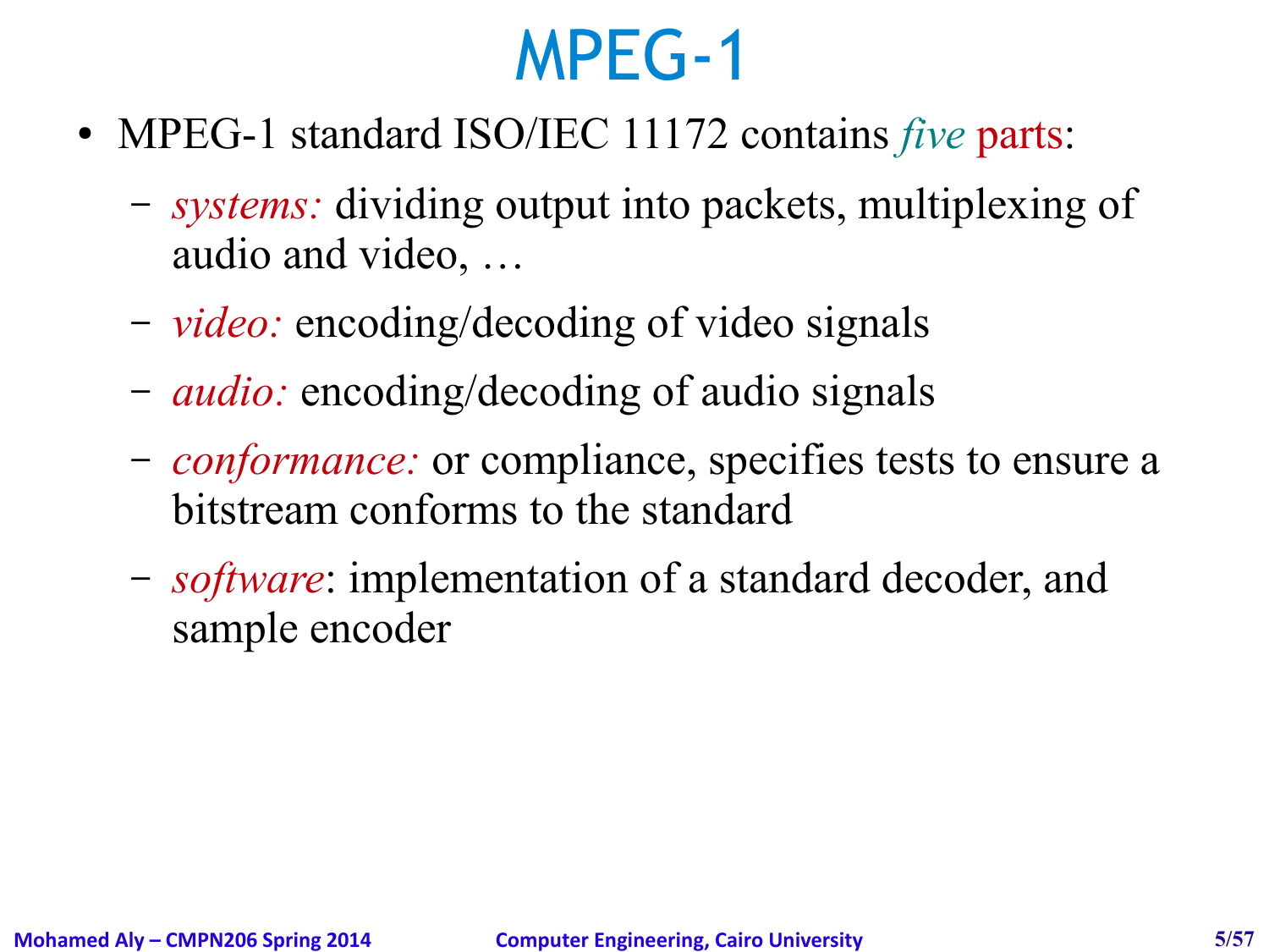# MPEG-1

- MPEG-1 standard ISO/IEC 11172 contains *five* parts:
  - *systems:* dividing output into packets, multiplexing of audio and video, …
  - *video:* encoding/decoding of video signals
  - *audio:* encoding/decoding of audio signals
  - *conformance:* or compliance, specifies tests to ensure a bitstream conforms to the standard
  - *software*: implementation of a standard decoder, and sample encoder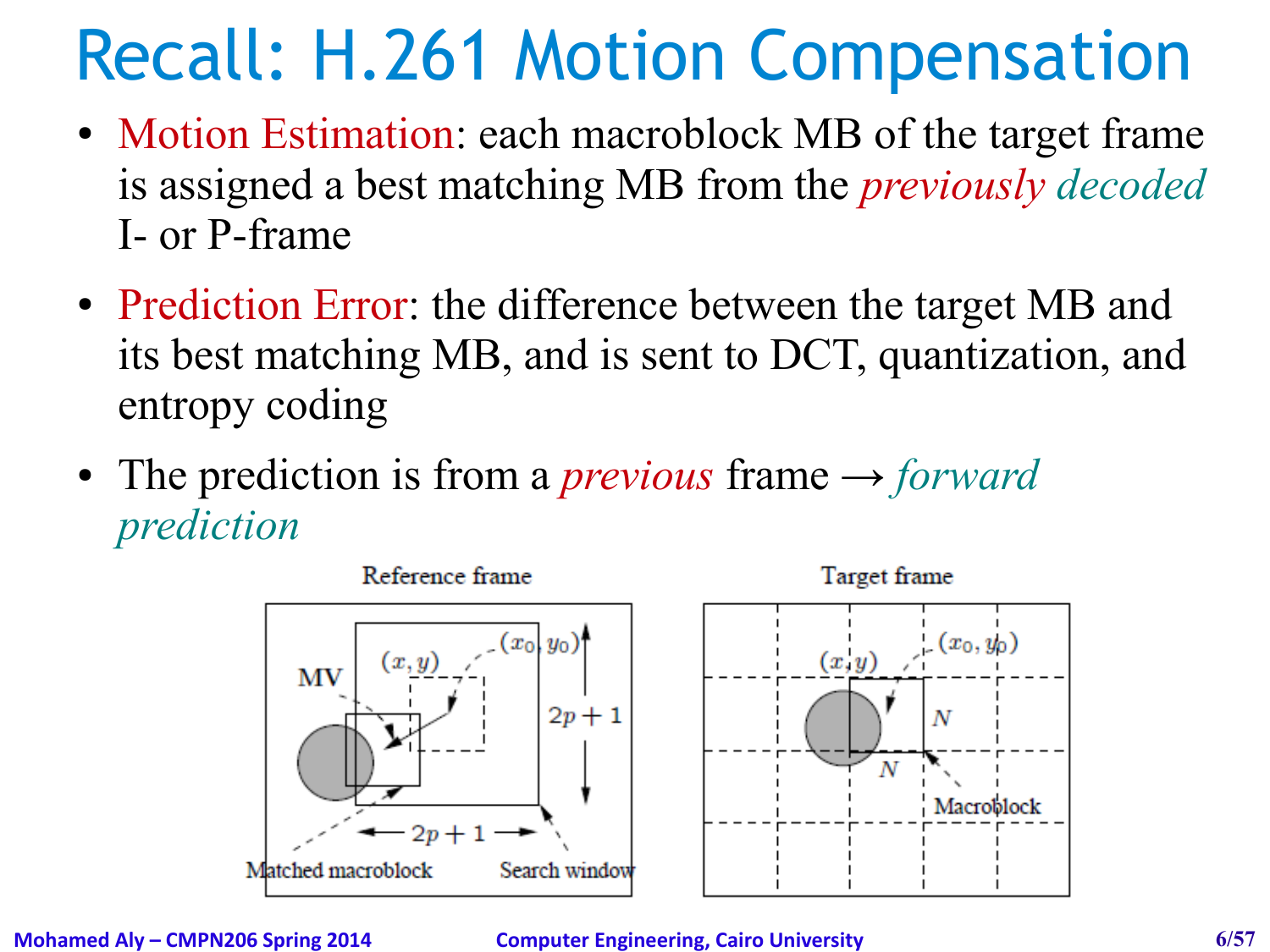# Recall: H.261 Motion Compensation

- Motion Estimation: each macroblock MB of the target frame is assigned a best matching MB from the *previously decoded* I- or P-frame
- Prediction Error: the difference between the target MB and its best matching MB, and is sent to DCT, quantization, and entropy coding
- The prediction is from a *previous* frame → *forward prediction*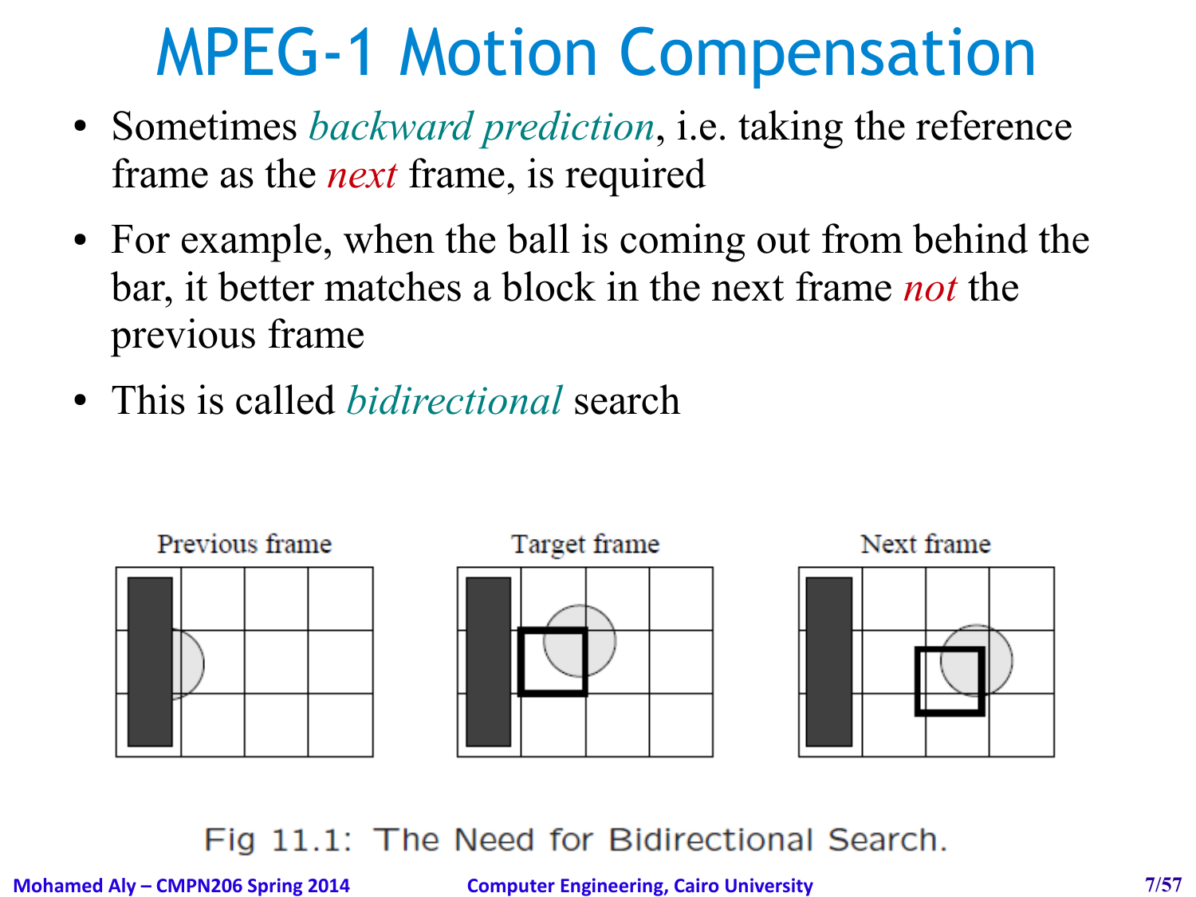# MPEG-1 Motion Compensation

- Sometimes *backward prediction*, i.e. taking the reference frame as the *next* frame, is required
- For example, when the ball is coming out from behind the bar, it better matches a block in the next frame *not* the previous frame
- This is called *bidirectional* search

Previous frame Target frame Next frame

Fig 11.1: The Need for Bidirectional Search.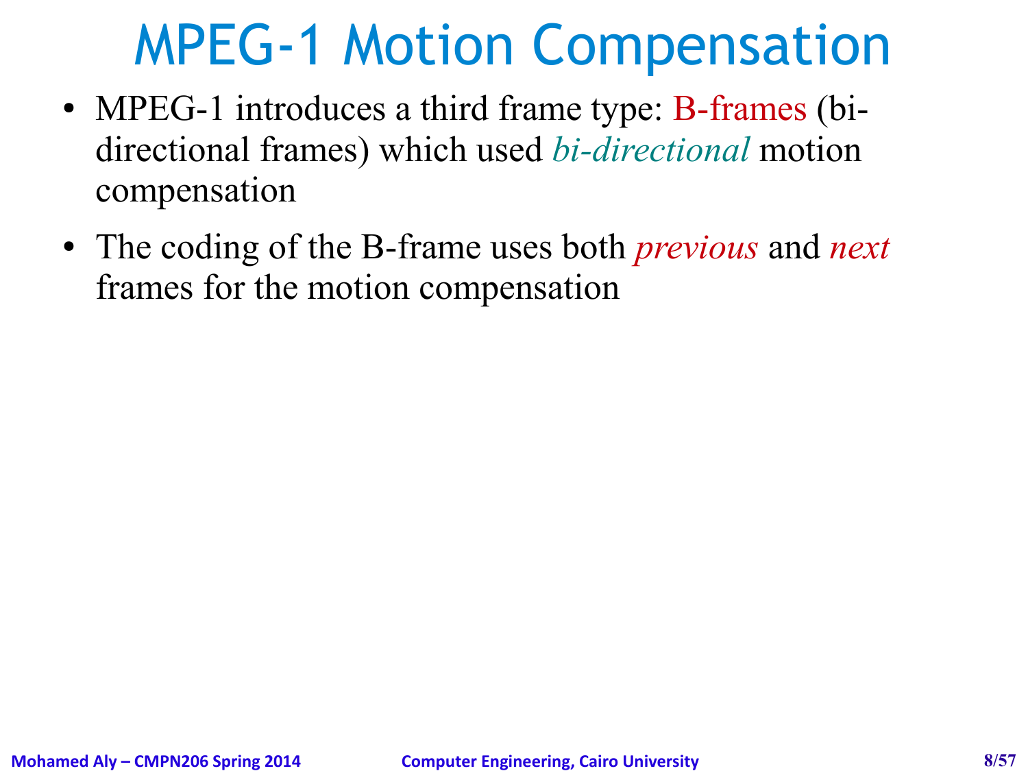# MPEG-1 Motion Compensation

- MPEG-1 introduces a third frame type: B-frames (bi-directional frames) which used *bi-directional* motion compensation
- The coding of the B-frame uses both *previous* and *next* frames for the motion compensation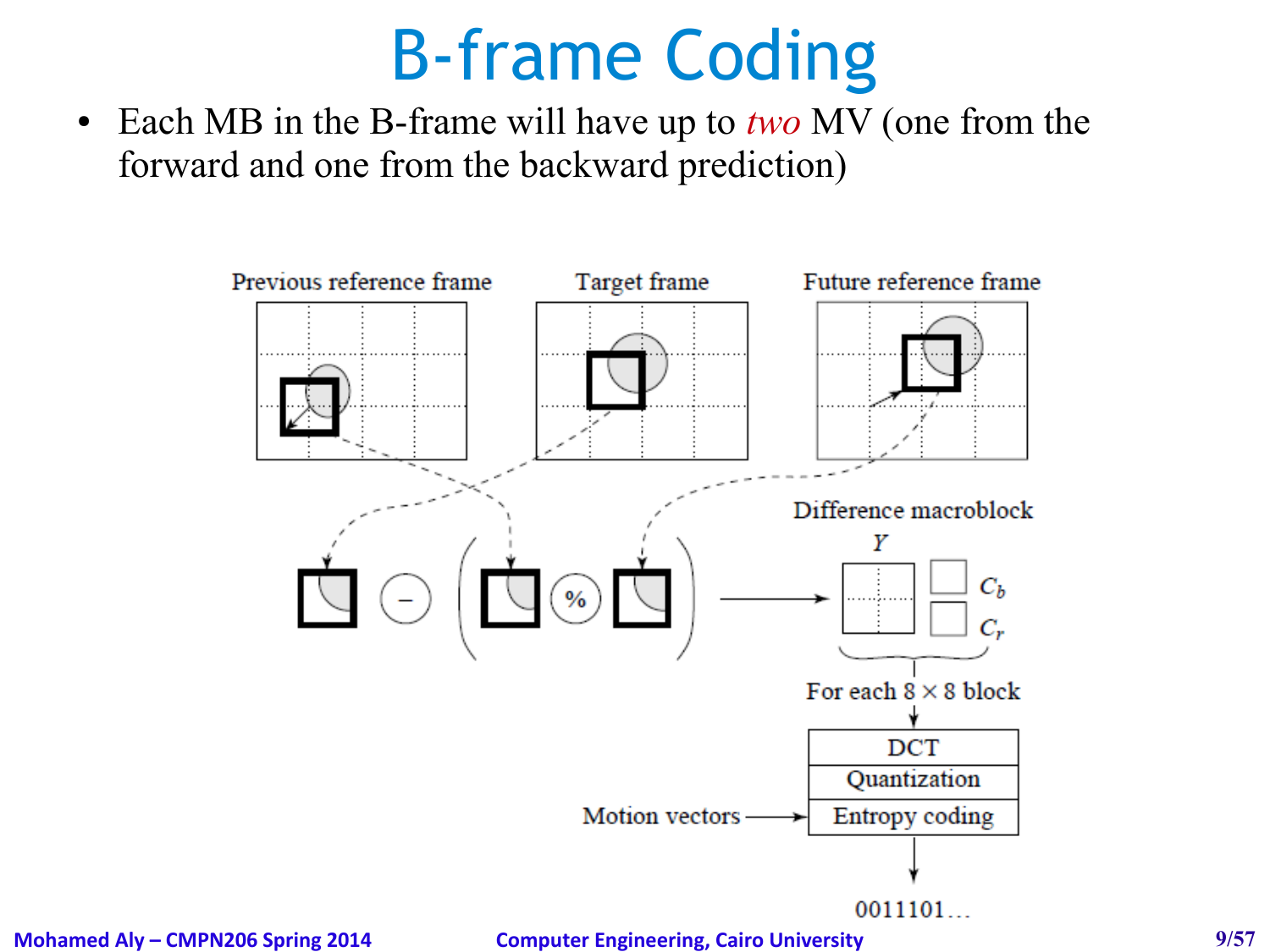# B-frame Coding

- Each MB in the B-frame will have up to *two* MV (one from the forward and one from the backward prediction)

Previous reference frame

Target frame

Future reference frame

Difference macroblock

$Y$

$C_b$

$C_r$

For each 8 × 8 block

DCT

Quantization

Motion vectors → Entropy coding

0011101...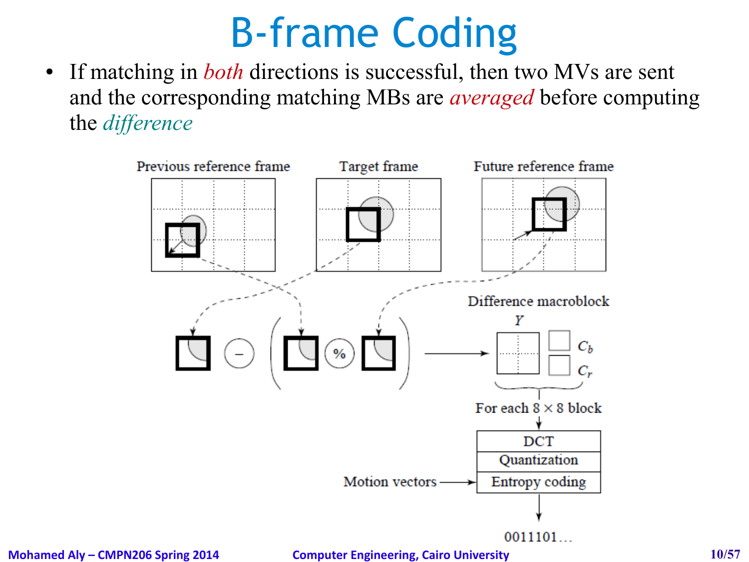# B-frame Coding

- If matching in *both* directions is successful, then two MVs are sent and the corresponding matching MBs are *averaged* before computing the *difference*

Previous reference frame

Target frame

Future reference frame

Difference macroblock

$Y$

$C_b$

$C_r$

For each 8 × 8 block

DCT

Quantization

Motion vectors → Entropy coding

0011101…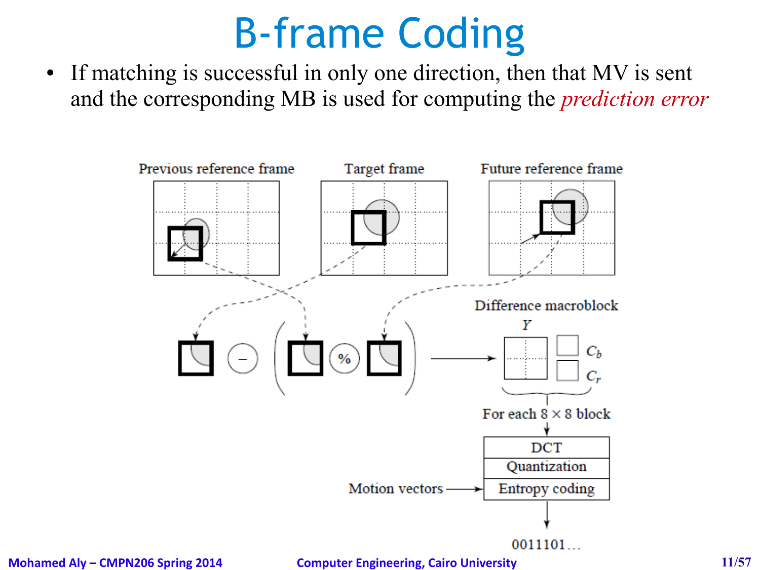# B-frame Coding

- If matching is successful in only one direction, then that MV is sent and the corresponding MB is used for computing the *prediction error*

Previous reference frame | Target frame | Future reference frame

Difference macroblock

$Y$ | $C_b$ | $C_r$

For each 8 × 8 block

DCT
Quantization
Entropy coding

Motion vectors

0011101…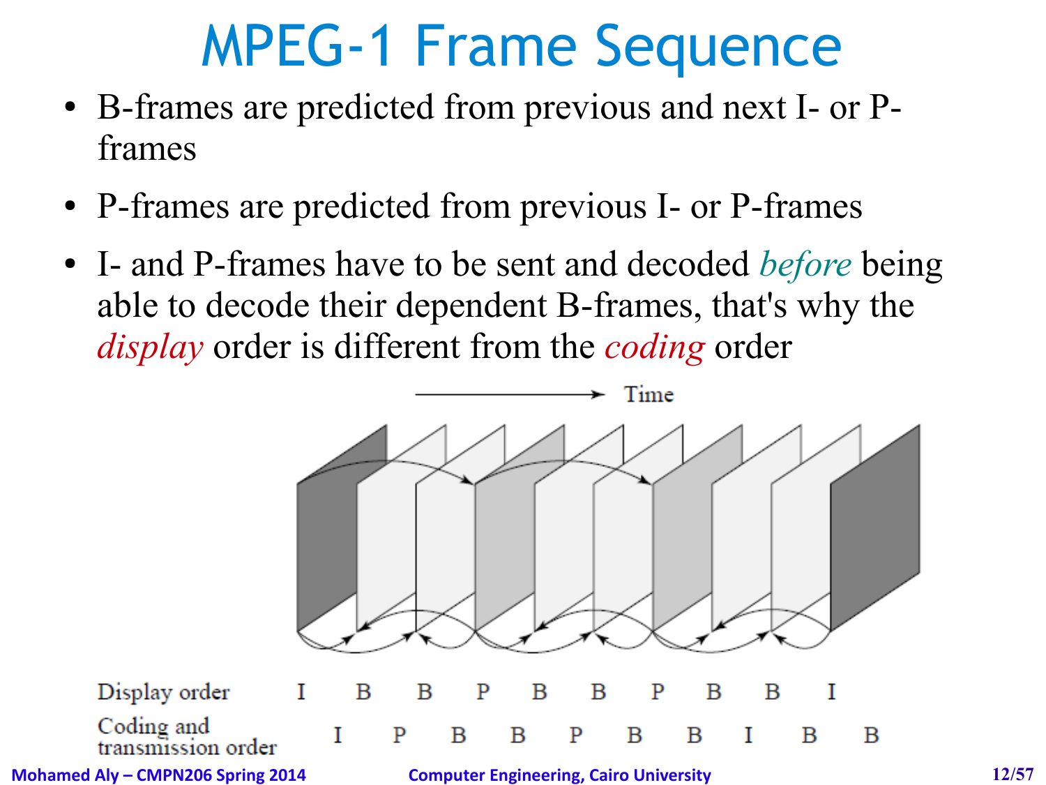# MPEG-1 Frame Sequence

- B-frames are predicted from previous and next I- or P-frames
- P-frames are predicted from previous I- or P-frames
- I- and P-frames have to be sent and decoded *before* being able to decode their dependent B-frames, that's why the *display* order is different from the *coding* order

Time

| | | | | | | | | | | |
|---|---|---|---|---|---|---|---|---|---|---|
| Display order | I | B | B | P | B | B | P | B | B | I |
| Coding and transmission order | I | P | B | B | P | B | B | I | B | B |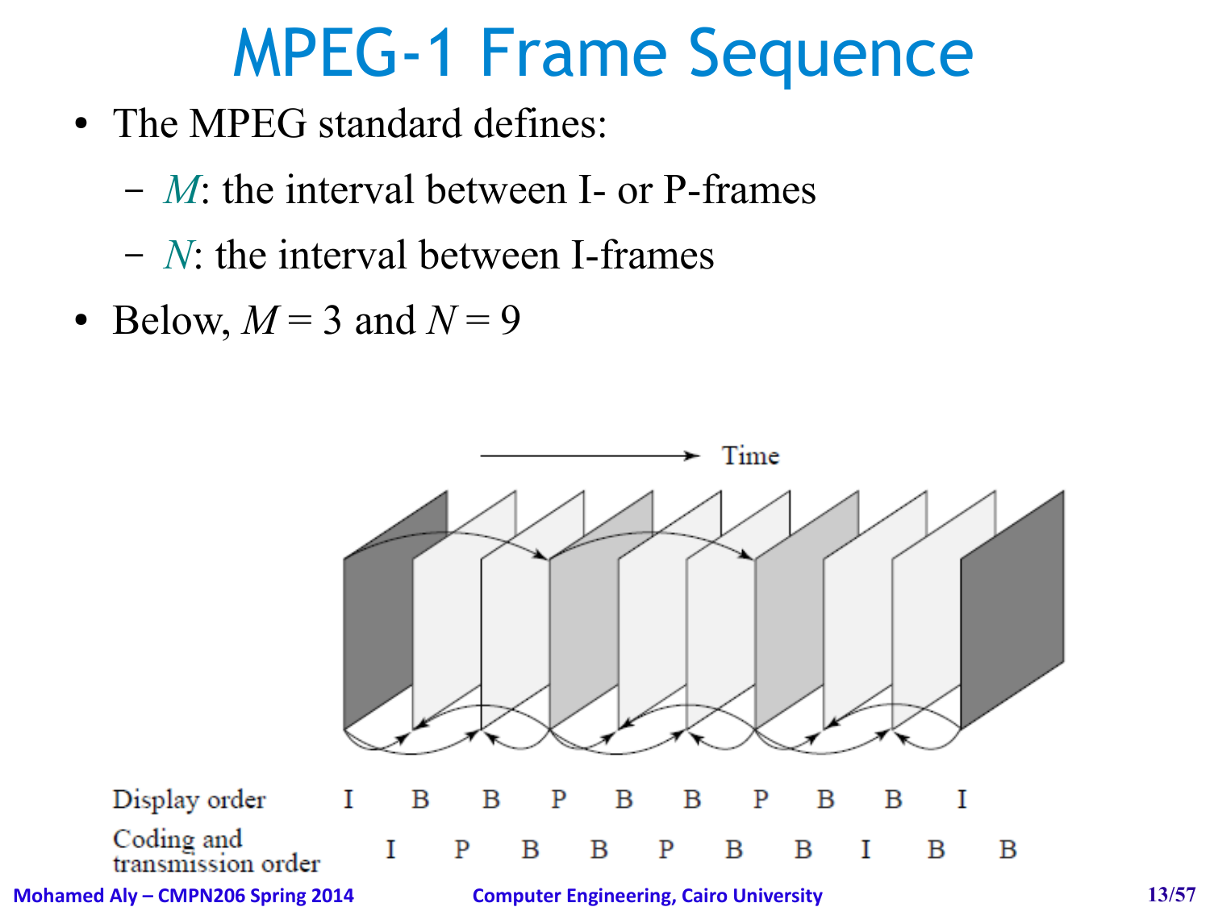# MPEG-1 Frame Sequence

- The MPEG standard defines:
  - $M$: the interval between I- or P-frames
  - $N$: the interval between I-frames
- Below, $M = 3$ and $N = 9$

Time

| Display order | I | B | B | P | B | B | P | B | B | I |
|---|---|---|---|---|---|---|---|---|---|---|
| Coding and transmission order | I | P | B | B | P | B | B | I | B | B |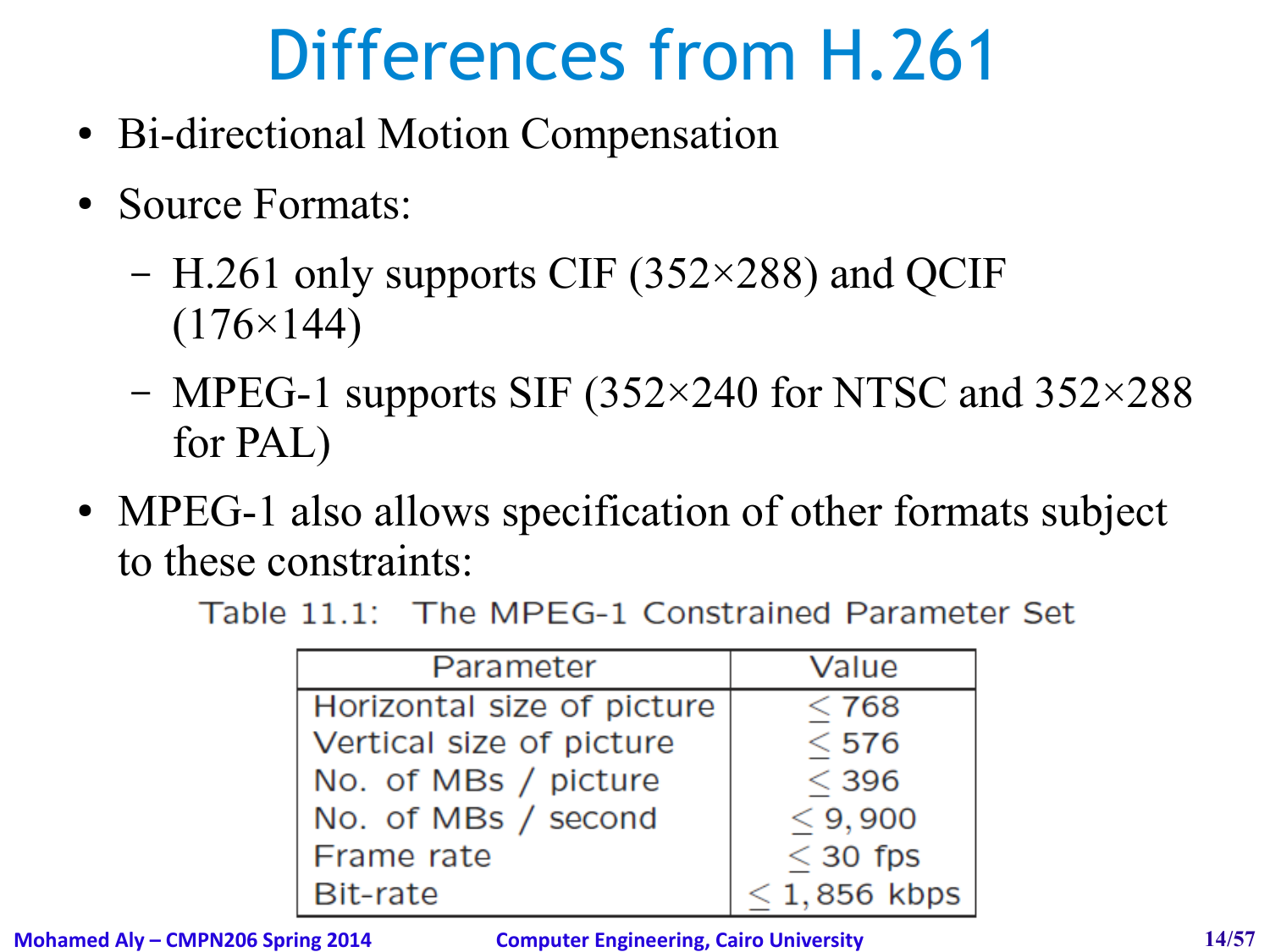# Differences from H.261

- Bi-directional Motion Compensation
- Source Formats:
  - H.261 only supports CIF (352×288) and QCIF (176×144)
  - MPEG-1 supports SIF (352×240 for NTSC and 352×288 for PAL)
- MPEG-1 also allows specification of other formats subject to these constraints:

Table 11.1: The MPEG-1 Constrained Parameter Set

| Parameter | Value |
|---|---|
| Horizontal size of picture | $\leq 768$ |
| Vertical size of picture | $\leq 576$ |
| No. of MBs / picture | $\leq 396$ |
| No. of MBs / second | $\leq 9,900$ |
| Frame rate | $\leq 30$ fps |
| Bit-rate | $\leq 1,856$ kbps |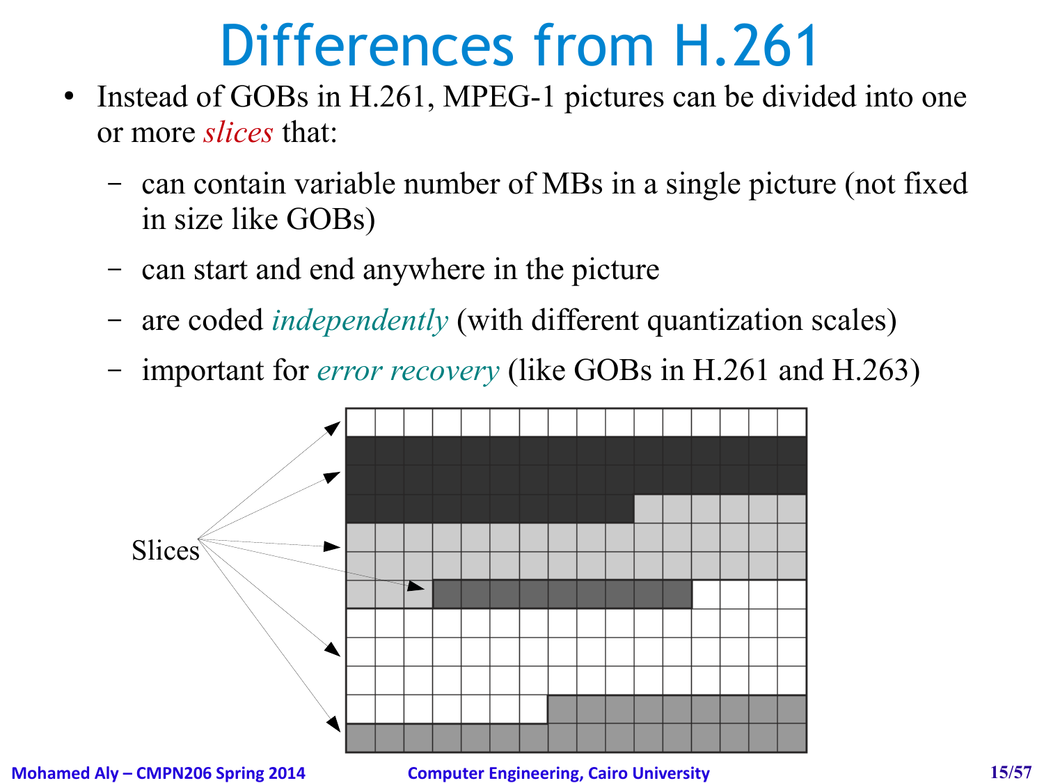# Differences from H.261

- Instead of GOBs in H.261, MPEG-1 pictures can be divided into one or more *slices* that:
  - can contain variable number of MBs in a single picture (not fixed in size like GOBs)
  - can start and end anywhere in the picture
  - are coded *independently* (with different quantization scales)
  - important for *error recovery* (like GOBs in H.261 and H.263)

Slices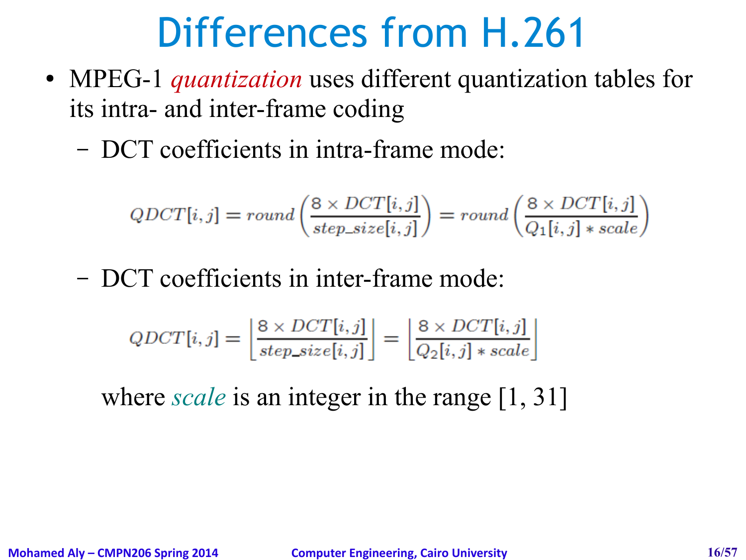# Differences from H.261

- MPEG-1 *quantization* uses different quantization tables for its intra- and inter-frame coding
  - DCT coefficients in intra-frame mode:

$$QDCT[i,j] = round\left(\frac{8 \times DCT[i,j]}{step\_size[i,j]}\right) = round\left(\frac{8 \times DCT[i,j]}{Q_1[i,j] * scale}\right)$$

  - DCT coefficients in inter-frame mode:

$$QDCT[i,j] = \left\lfloor\frac{8 \times DCT[i,j]}{step\_size[i,j]}\right\rfloor = \left\lfloor\frac{8 \times DCT[i,j]}{Q_2[i,j] * scale}\right\rfloor$$

  where *scale* is an integer in the range [1, 31]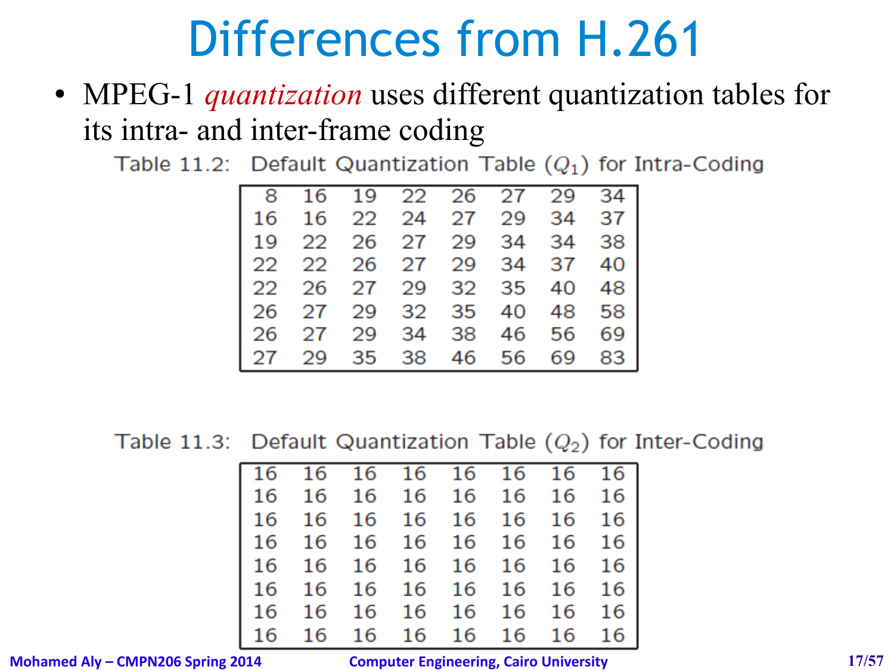# Differences from H.261

- MPEG-1 *quantization* uses different quantization tables for its intra- and inter-frame coding

Table 11.2: Default Quantization Table ($Q_1$) for Intra-Coding

| | | | | | | | |
|---|---|---|---|---|---|---|---|
| 8 | 16 | 19 | 22 | 26 | 27 | 29 | 34 |
| 16 | 16 | 22 | 24 | 27 | 29 | 34 | 37 |
| 19 | 22 | 26 | 27 | 29 | 34 | 34 | 38 |
| 22 | 22 | 26 | 27 | 29 | 34 | 37 | 40 |
| 22 | 26 | 27 | 29 | 32 | 35 | 40 | 48 |
| 26 | 27 | 29 | 32 | 35 | 40 | 48 | 58 |
| 26 | 27 | 29 | 34 | 38 | 46 | 56 | 69 |
| 27 | 29 | 35 | 38 | 46 | 56 | 69 | 83 |

Table 11.3: Default Quantization Table ($Q_2$) for Inter-Coding

| | | | | | | | |
|---|---|---|---|---|---|---|---|
| 16 | 16 | 16 | 16 | 16 | 16 | 16 | 16 |
| 16 | 16 | 16 | 16 | 16 | 16 | 16 | 16 |
| 16 | 16 | 16 | 16 | 16 | 16 | 16 | 16 |
| 16 | 16 | 16 | 16 | 16 | 16 | 16 | 16 |
| 16 | 16 | 16 | 16 | 16 | 16 | 16 | 16 |
| 16 | 16 | 16 | 16 | 16 | 16 | 16 | 16 |
| 16 | 16 | 16 | 16 | 16 | 16 | 16 | 16 |
| 16 | 16 | 16 | 16 | 16 | 16 | 16 | 16 |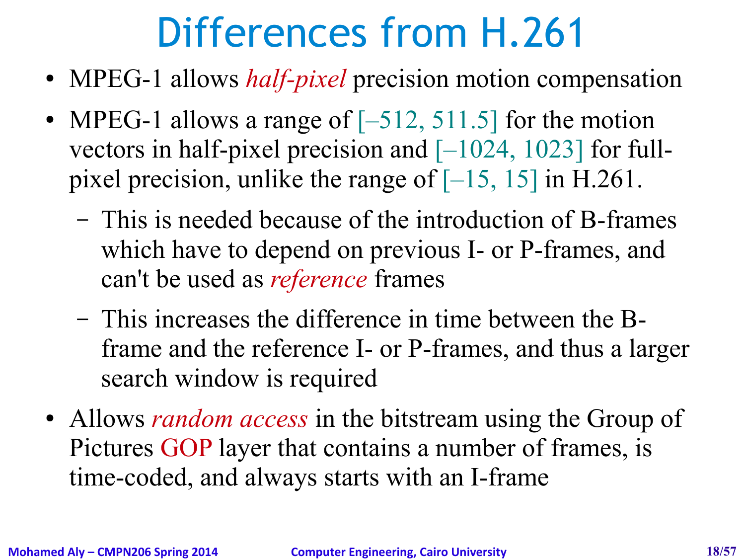# Differences from H.261

- MPEG-1 allows *half-pixel* precision motion compensation
- MPEG-1 allows a range of [–512, 511.5] for the motion vectors in half-pixel precision and [–1024, 1023] for full-pixel precision, unlike the range of [–15, 15] in H.261.
  - This is needed because of the introduction of B-frames which have to depend on previous I- or P-frames, and can't be used as *reference* frames
  - This increases the difference in time between the B-frame and the reference I- or P-frames, and thus a larger search window is required
- Allows *random access* in the bitstream using the Group of Pictures GOP layer that contains a number of frames, is time-coded, and always starts with an I-frame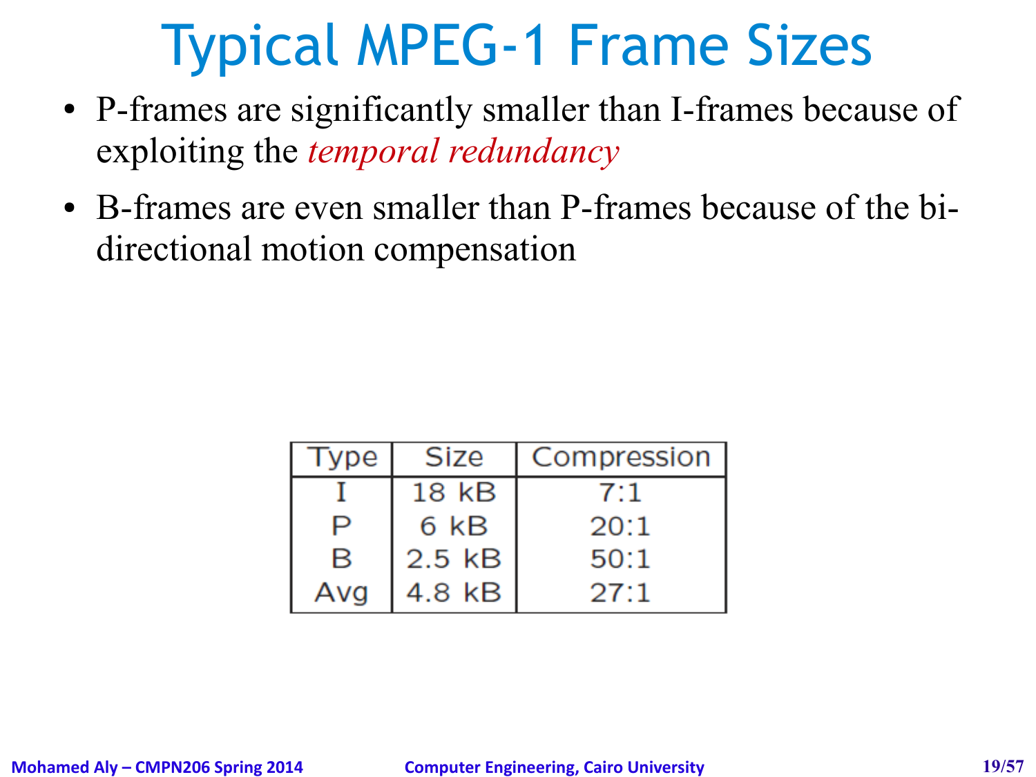# Typical MPEG-1 Frame Sizes

- P-frames are significantly smaller than I-frames because of exploiting the *temporal redundancy*
- B-frames are even smaller than P-frames because of the bi-directional motion compensation

| Type | Size | Compression |
|---|---|---|
| I | 18 kB | 7:1 |
| P | 6 kB | 20:1 |
| B | 2.5 kB | 50:1 |
| Avg | 4.8 kB | 27:1 |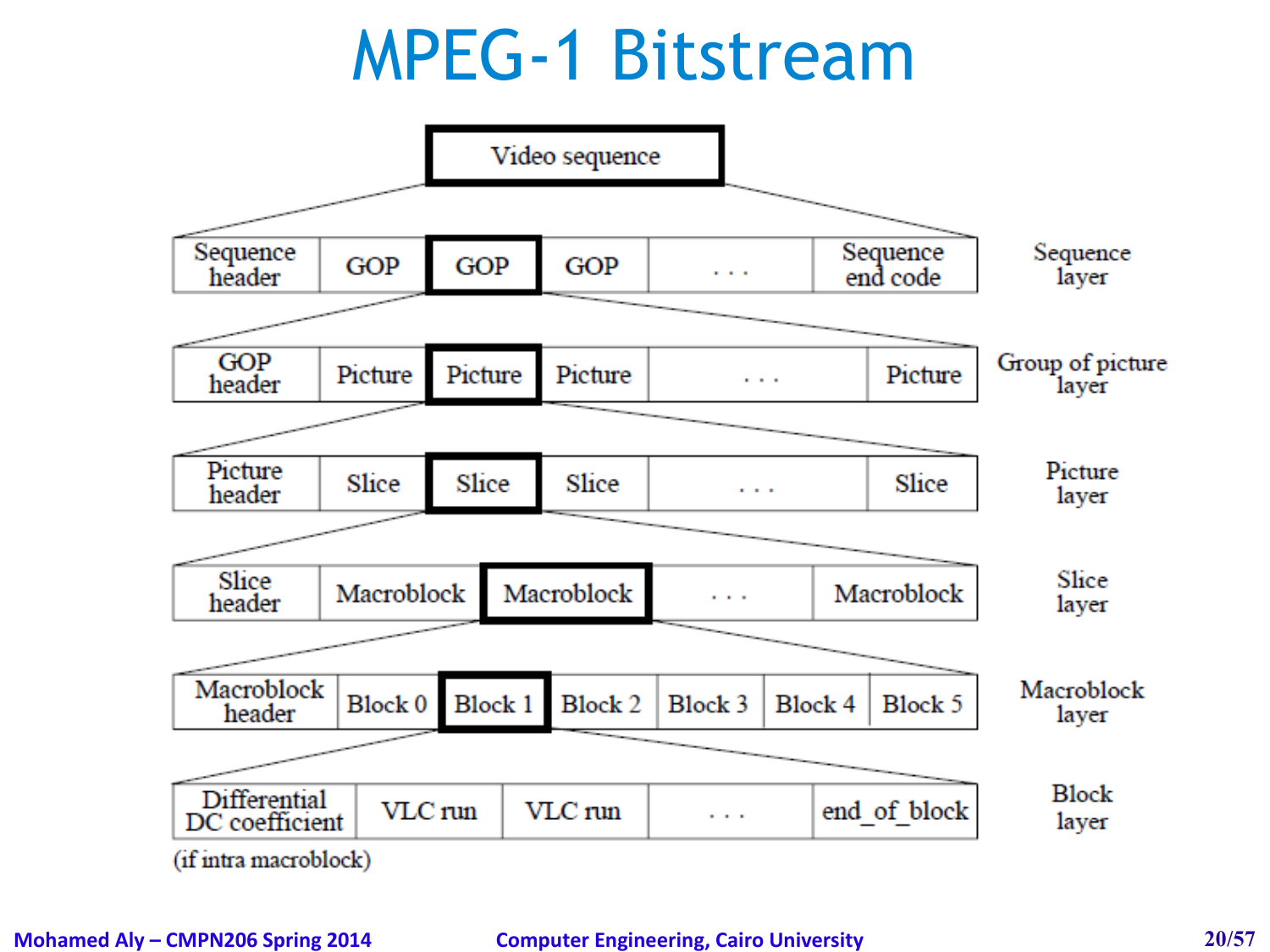# MPEG-1 Bitstream

Video sequence

| Sequence header | GOP | GOP | GOP | . . . | Sequence end code | Sequence layer |
|---|---|---|---|---|---|---|

| GOP header | Picture | Picture | Picture | . . . | Picture | Group of picture layer |
|---|---|---|---|---|---|---|

| Picture header | Slice | Slice | Slice | . . . | Slice | Picture layer |
|---|---|---|---|---|---|---|

| Slice header | Macroblock | Macroblock | . . . | Macroblock | Slice layer |
|---|---|---|---|---|---|

| Macroblock header | Block 0 | Block 1 | Block 2 | Block 3 | Block 4 | Block 5 | Macroblock layer |
|---|---|---|---|---|---|---|---|

| Differential DC coefficient | VLC run | VLC run | . . . | end_of_block | Block layer |
|---|---|---|---|---|---|

(if intra macroblock)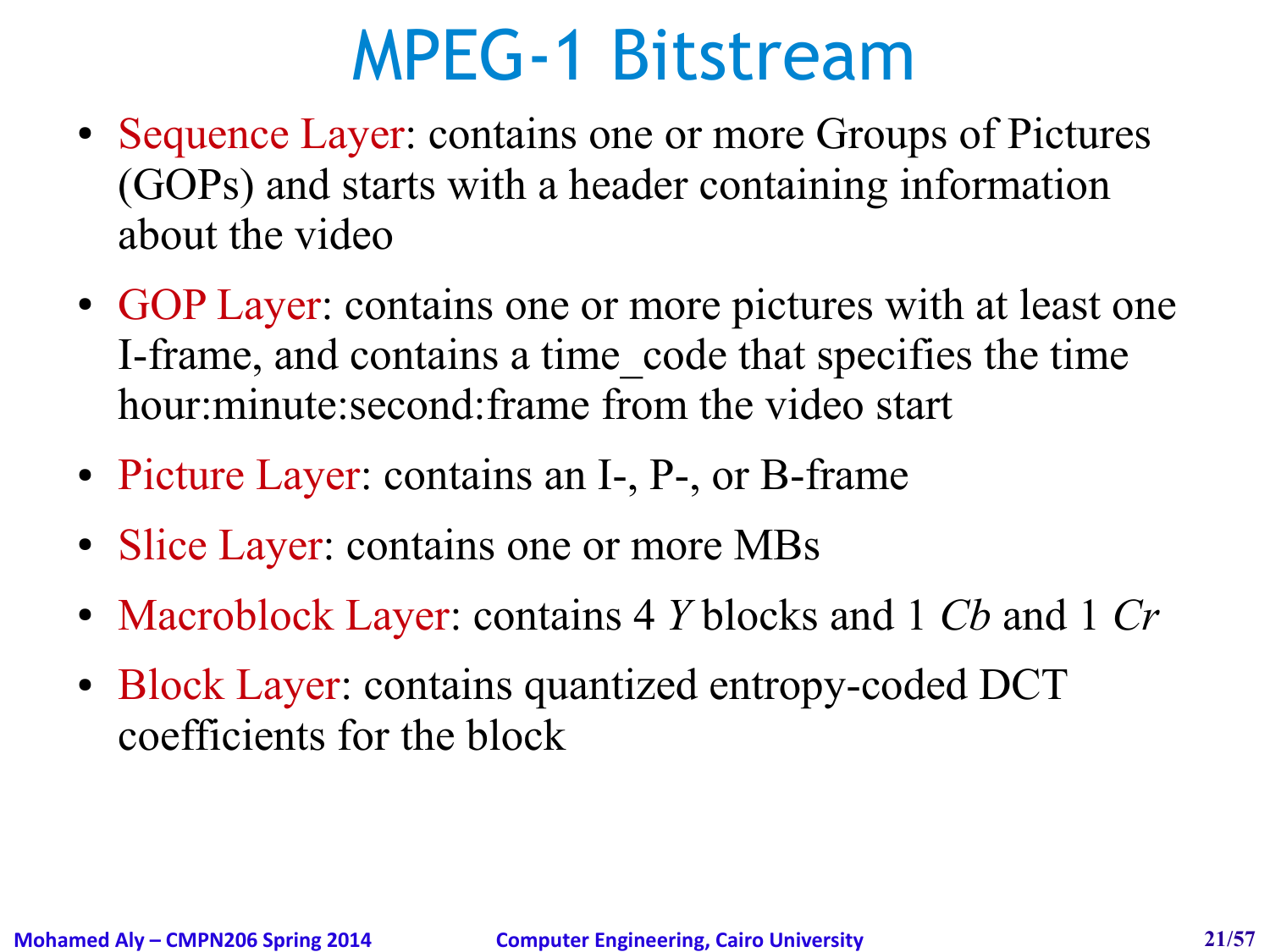# MPEG-1 Bitstream

- Sequence Layer: contains one or more Groups of Pictures (GOPs) and starts with a header containing information about the video
- GOP Layer: contains one or more pictures with at least one I-frame, and contains a time_code that specifies the time hour:minute:second:frame from the video start
- Picture Layer: contains an I-, P-, or B-frame
- Slice Layer: contains one or more MBs
- Macroblock Layer: contains 4 *Y* blocks and 1 *Cb* and 1 *Cr*
- Block Layer: contains quantized entropy-coded DCT coefficients for the block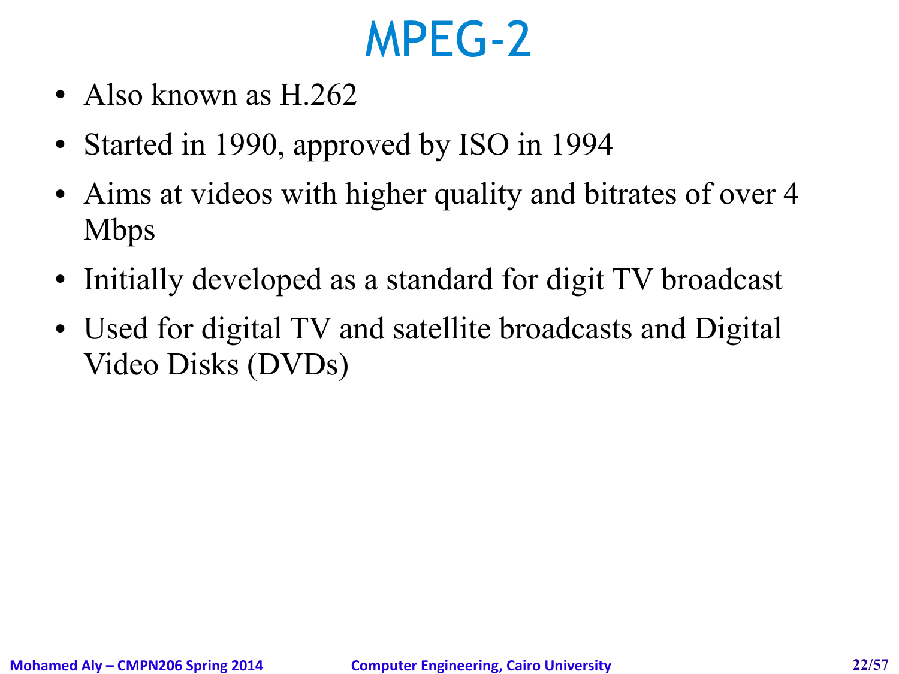# MPEG-2

- Also known as H.262
- Started in 1990, approved by ISO in 1994
- Aims at videos with higher quality and bitrates of over 4 Mbps
- Initially developed as a standard for digit TV broadcast
- Used for digital TV and satellite broadcasts and Digital Video Disks (DVDs)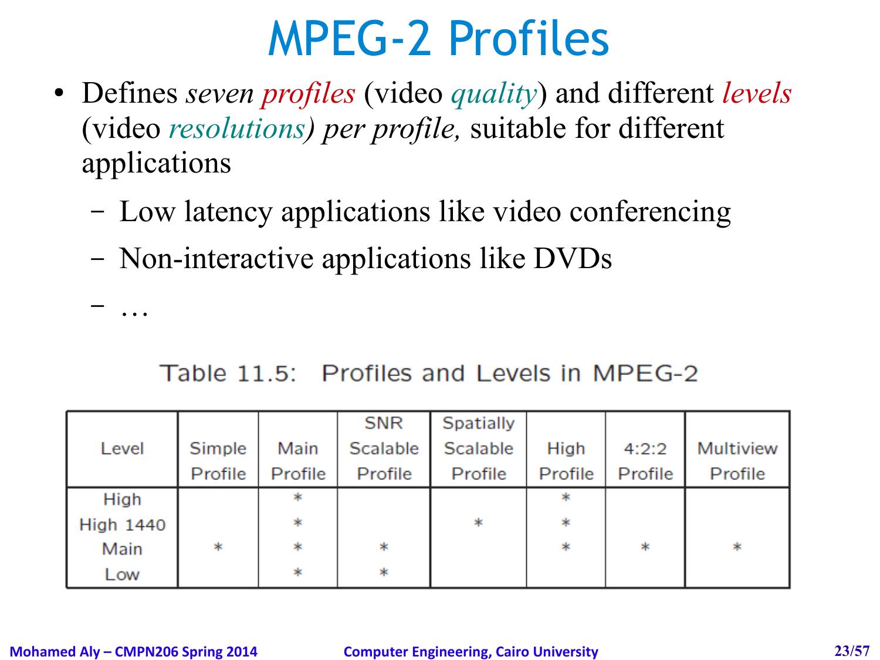# MPEG-2 Profiles

- Defines *seven profiles* (video *quality*) and different *levels* (video *resolutions) per profile,* suitable for different applications
  - Low latency applications like video conferencing
  - Non-interactive applications like DVDs
  - …

Table 11.5: Profiles and Levels in MPEG-2

| Level | Simple Profile | Main Profile | SNR Scalable Profile | Spatially Scalable Profile | High Profile | 4:2:2 Profile | Multiview Profile |
|---|---|---|---|---|---|---|---|
| High | | * | | | * | | |
| High 1440 | | * | | * | * | | |
| Main | * | * | * | | * | * | * |
| Low | | * | * | | | | |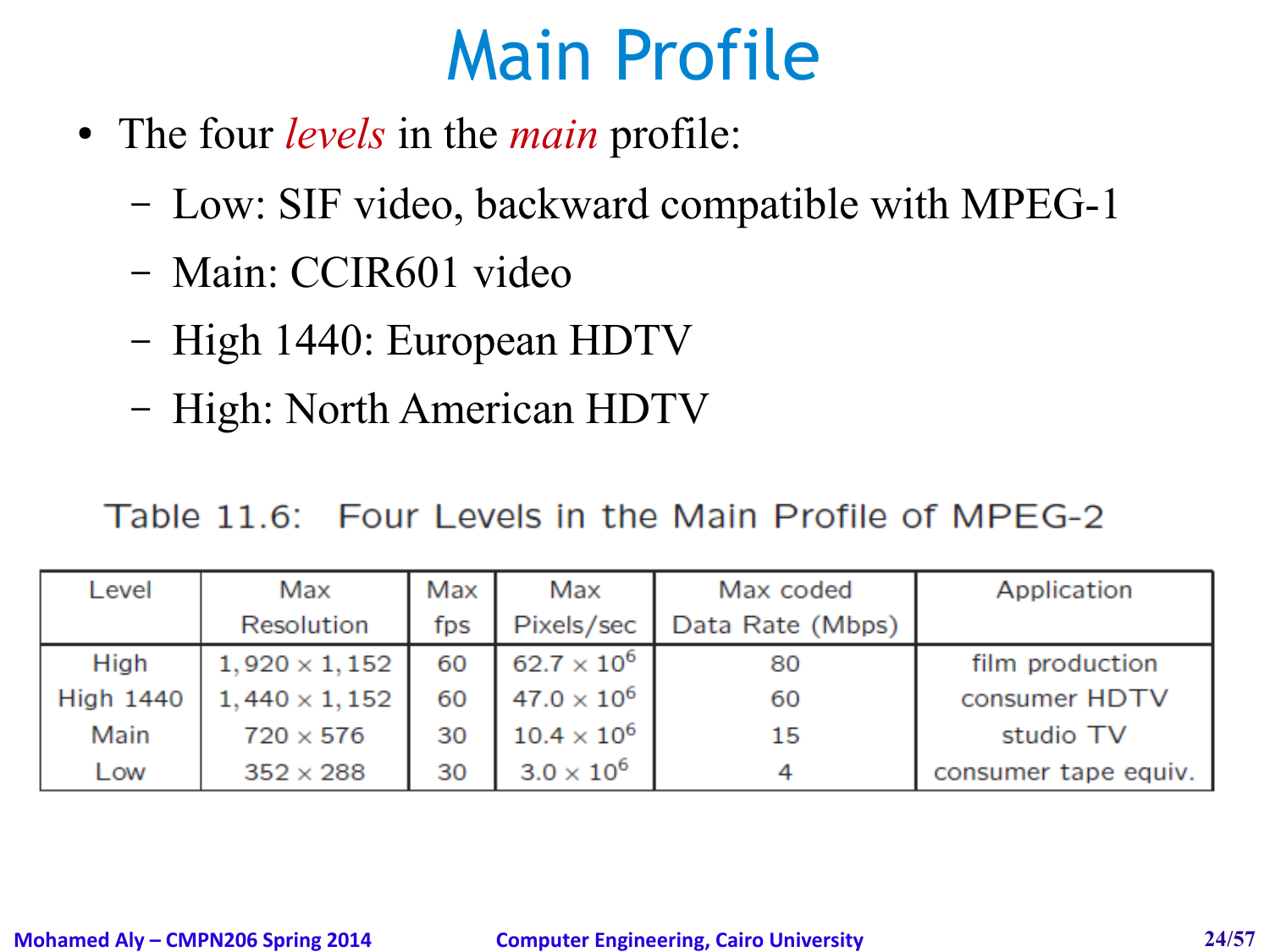# Main Profile

- The four *levels* in the *main* profile:
  - Low: SIF video, backward compatible with MPEG-1
  - Main: CCIR601 video
  - High 1440: European HDTV
  - High: North American HDTV

Table 11.6: Four Levels in the Main Profile of MPEG-2

| Level | Max Resolution | Max fps | Max Pixels/sec | Max coded Data Rate (Mbps) | Application |
|---|---|---|---|---|---|
| High | $1,920 \times 1,152$ | 60 | $62.7 \times 10^6$ | 80 | film production |
| High 1440 | $1,440 \times 1,152$ | 60 | $47.0 \times 10^6$ | 60 | consumer HDTV |
| Main | $720 \times 576$ | 30 | $10.4 \times 10^6$ | 15 | studio TV |
| Low | $352 \times 288$ | 30 | $3.0 \times 10^6$ | 4 | consumer tape equiv. |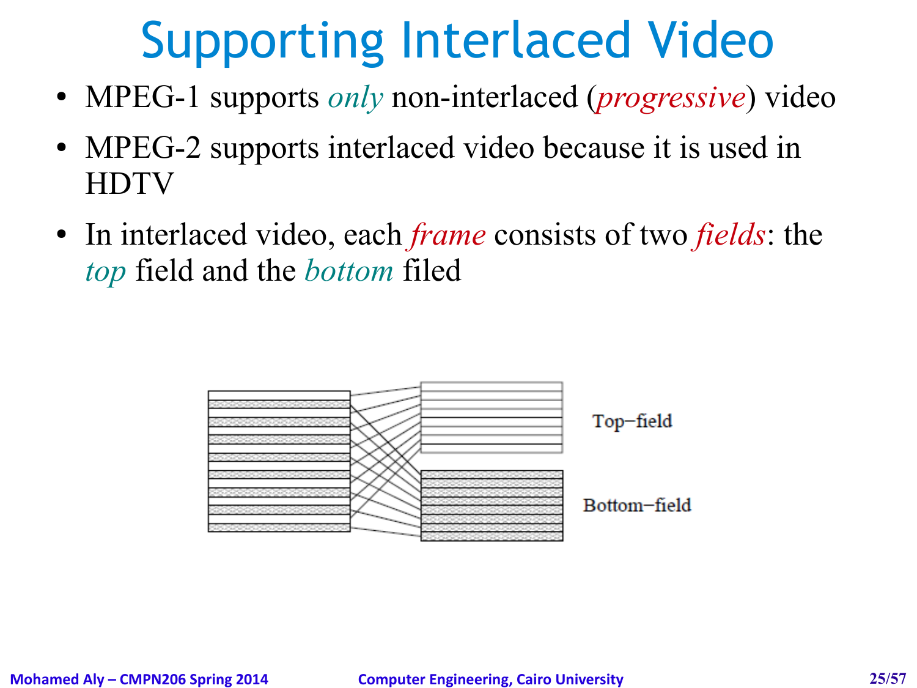# Supporting Interlaced Video

- MPEG-1 supports *only* non-interlaced (*progressive*) video
- MPEG-2 supports interlaced video because it is used in HDTV
- In interlaced video, each *frame* consists of two *fields*: the *top* field and the *bottom* filed

Top−field

Bottom−field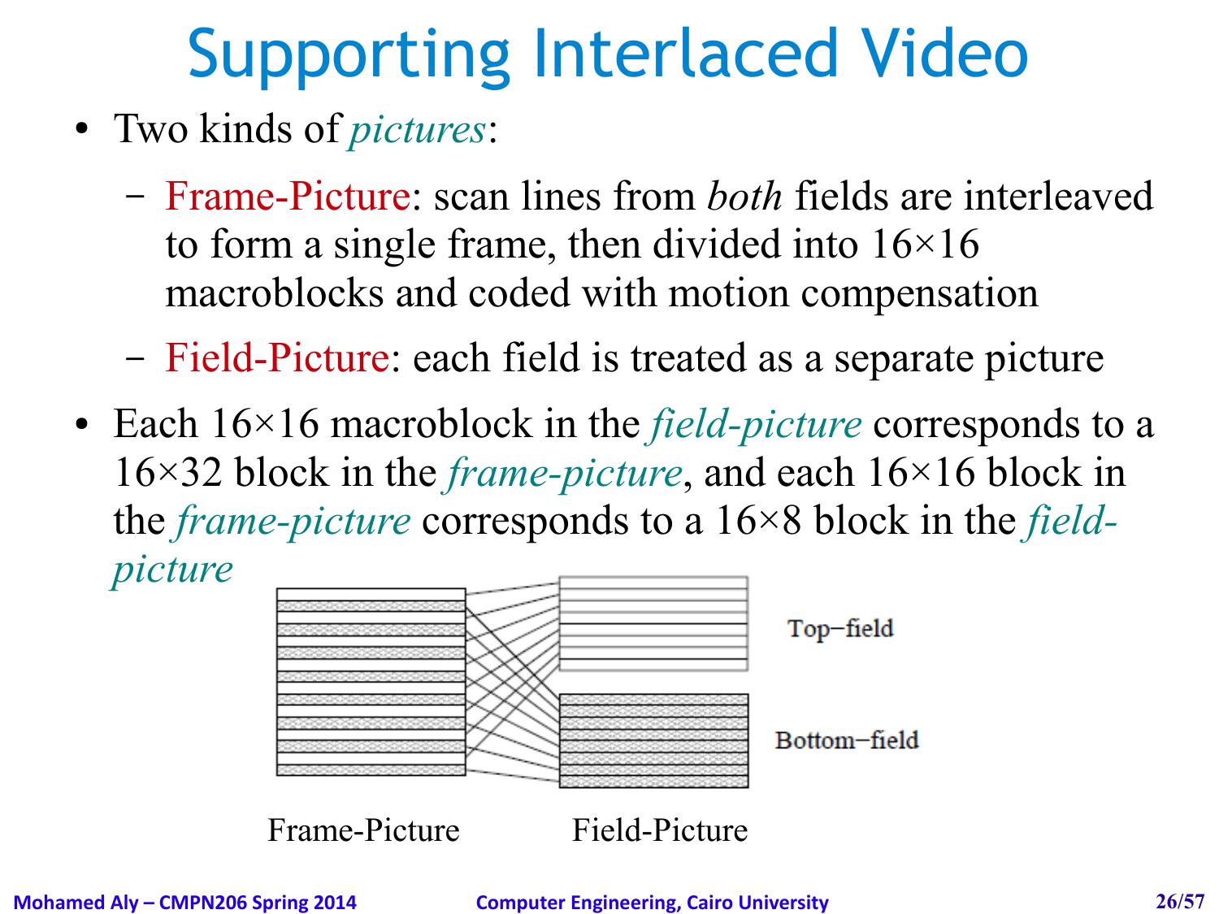# Supporting Interlaced Video

- Two kinds of *pictures*:
  - Frame-Picture: scan lines from *both* fields are interleaved to form a single frame, then divided into 16×16 macroblocks and coded with motion compensation
  - Field-Picture: each field is treated as a separate picture
- Each 16×16 macroblock in the *field-picture* corresponds to a 16×32 block in the *frame-picture*, and each 16×16 block in the *frame-picture* corresponds to a 16×8 block in the *field-picture*

Top−field

Bottom−field

Frame-Picture Field-Picture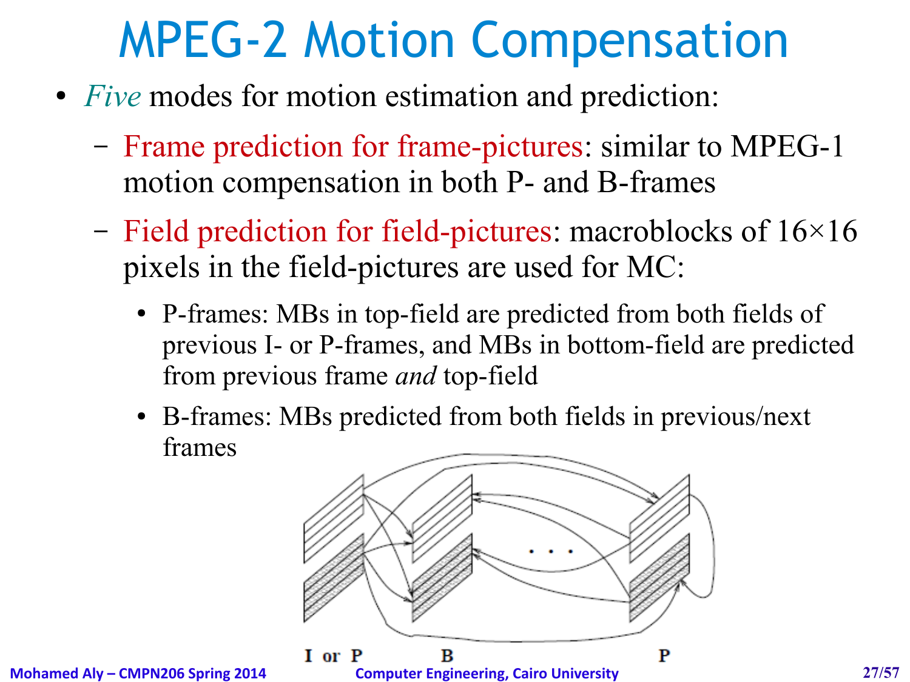# MPEG-2 Motion Compensation

- *Five* modes for motion estimation and prediction:
  - Frame prediction for frame-pictures: similar to MPEG-1 motion compensation in both P- and B-frames
  - Field prediction for field-pictures: macroblocks of 16×16 pixels in the field-pictures are used for MC:
    - P-frames: MBs in top-field are predicted from both fields of previous I- or P-frames, and MBs in bottom-field are predicted from previous frame *and* top-field
    - B-frames: MBs predicted from both fields in previous/next frames

I or P &nbsp;&nbsp;&nbsp;&nbsp; B &nbsp;&nbsp;&nbsp;&nbsp; P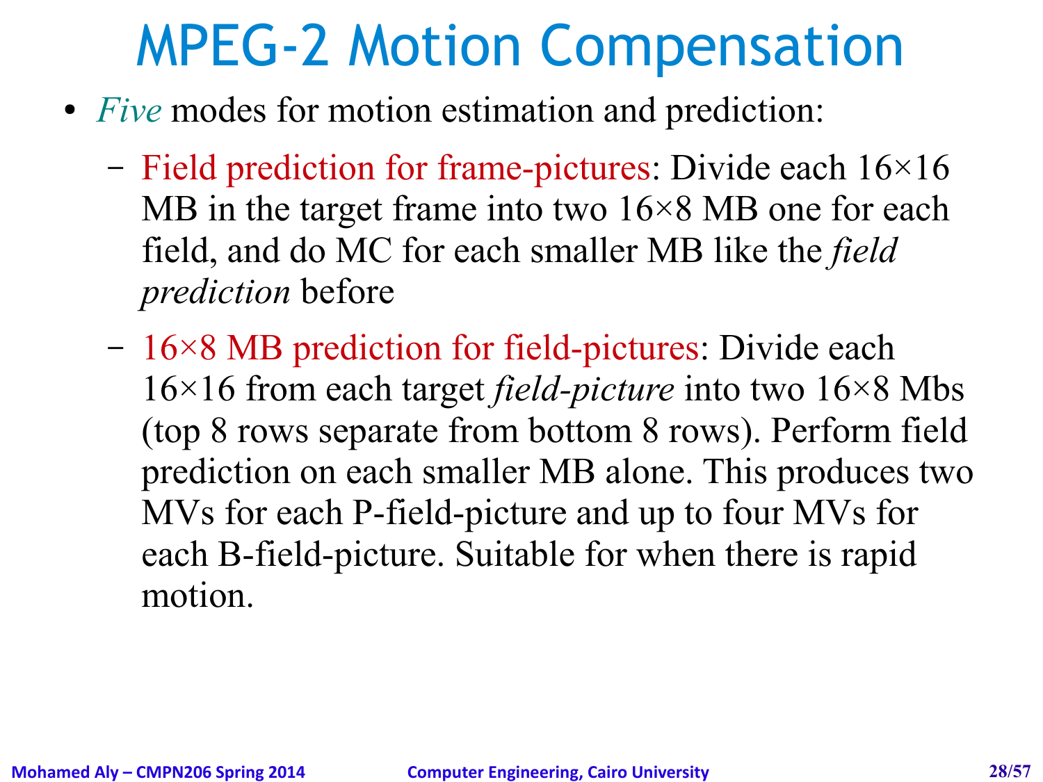# MPEG-2 Motion Compensation

- *Five* modes for motion estimation and prediction:
  - Field prediction for frame-pictures: Divide each 16×16 MB in the target frame into two 16×8 MB one for each field, and do MC for each smaller MB like the *field prediction* before
  - 16×8 MB prediction for field-pictures: Divide each 16×16 from each target *field-picture* into two 16×8 Mbs (top 8 rows separate from bottom 8 rows). Perform field prediction on each smaller MB alone. This produces two MVs for each P-field-picture and up to four MVs for each B-field-picture. Suitable for when there is rapid motion.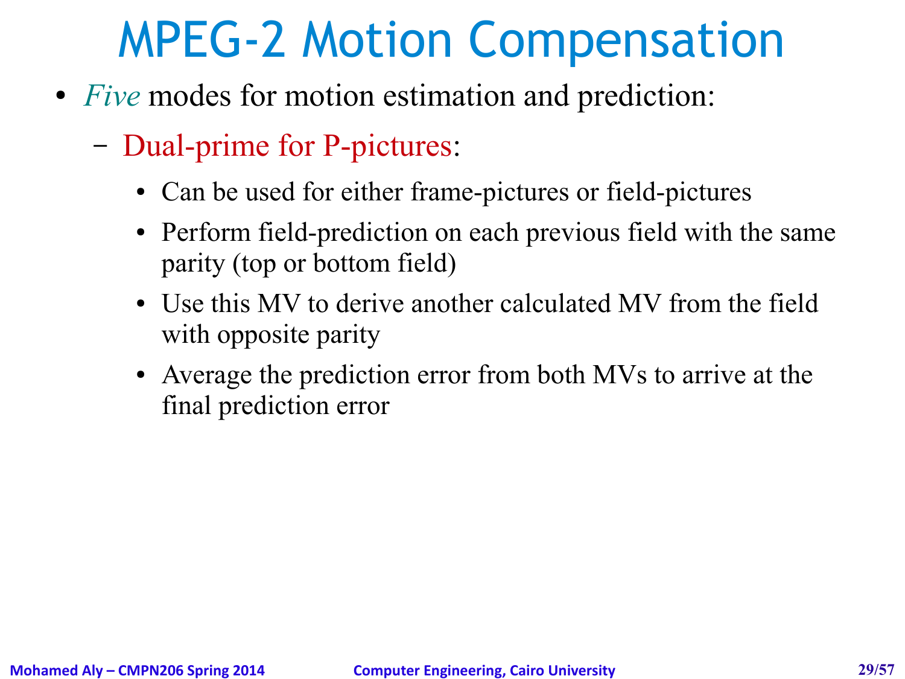# MPEG-2 Motion Compensation

- *Five* modes for motion estimation and prediction:
  - Dual-prime for P-pictures:
    - Can be used for either frame-pictures or field-pictures
    - Perform field-prediction on each previous field with the same parity (top or bottom field)
    - Use this MV to derive another calculated MV from the field with opposite parity
    - Average the prediction error from both MVs to arrive at the final prediction error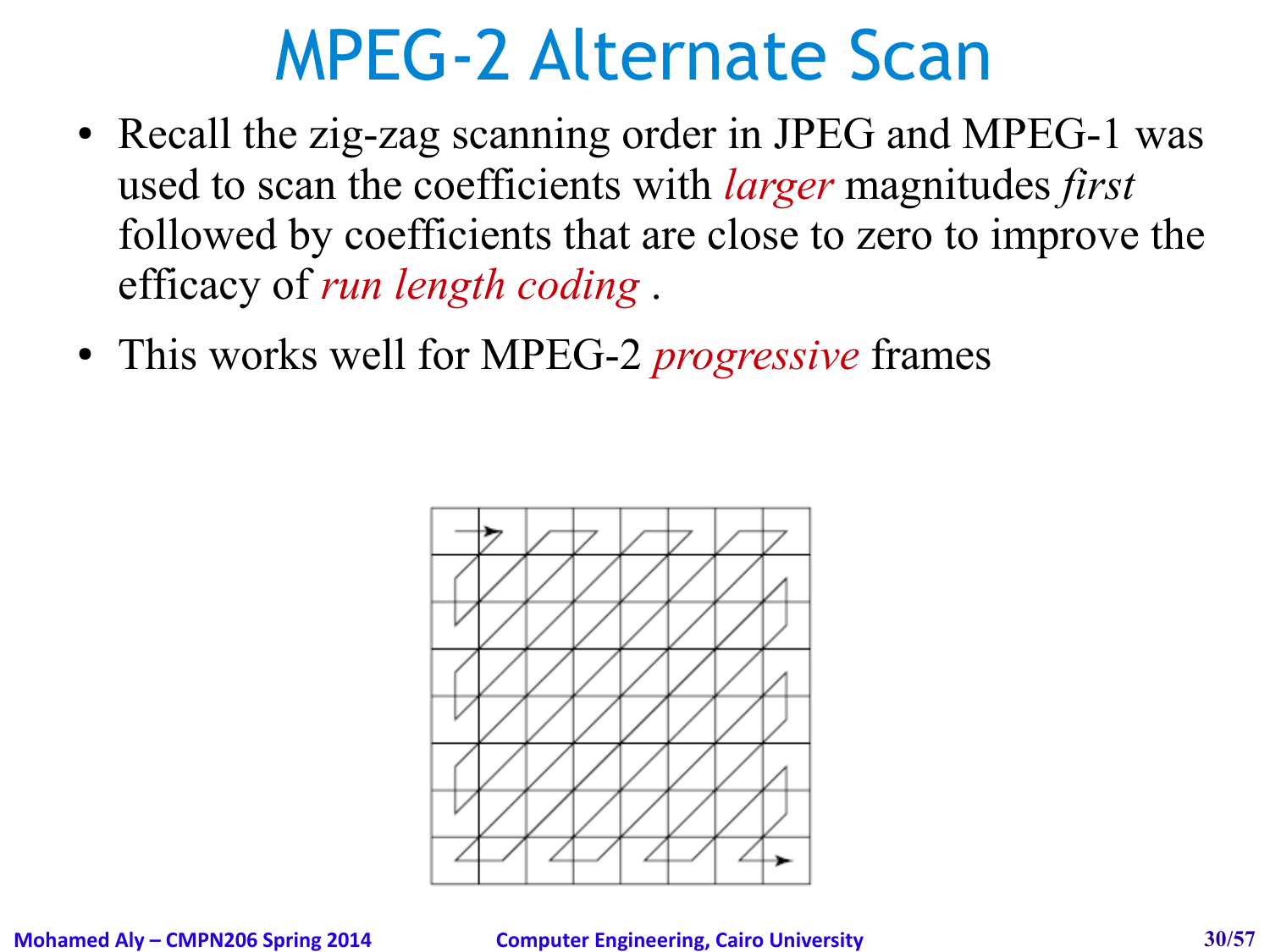# MPEG-2 Alternate Scan

- Recall the zig-zag scanning order in JPEG and MPEG-1 was used to scan the coefficients with *larger* magnitudes *first* followed by coefficients that are close to zero to improve the efficacy of *run length coding* .
- This works well for MPEG-2 *progressive* frames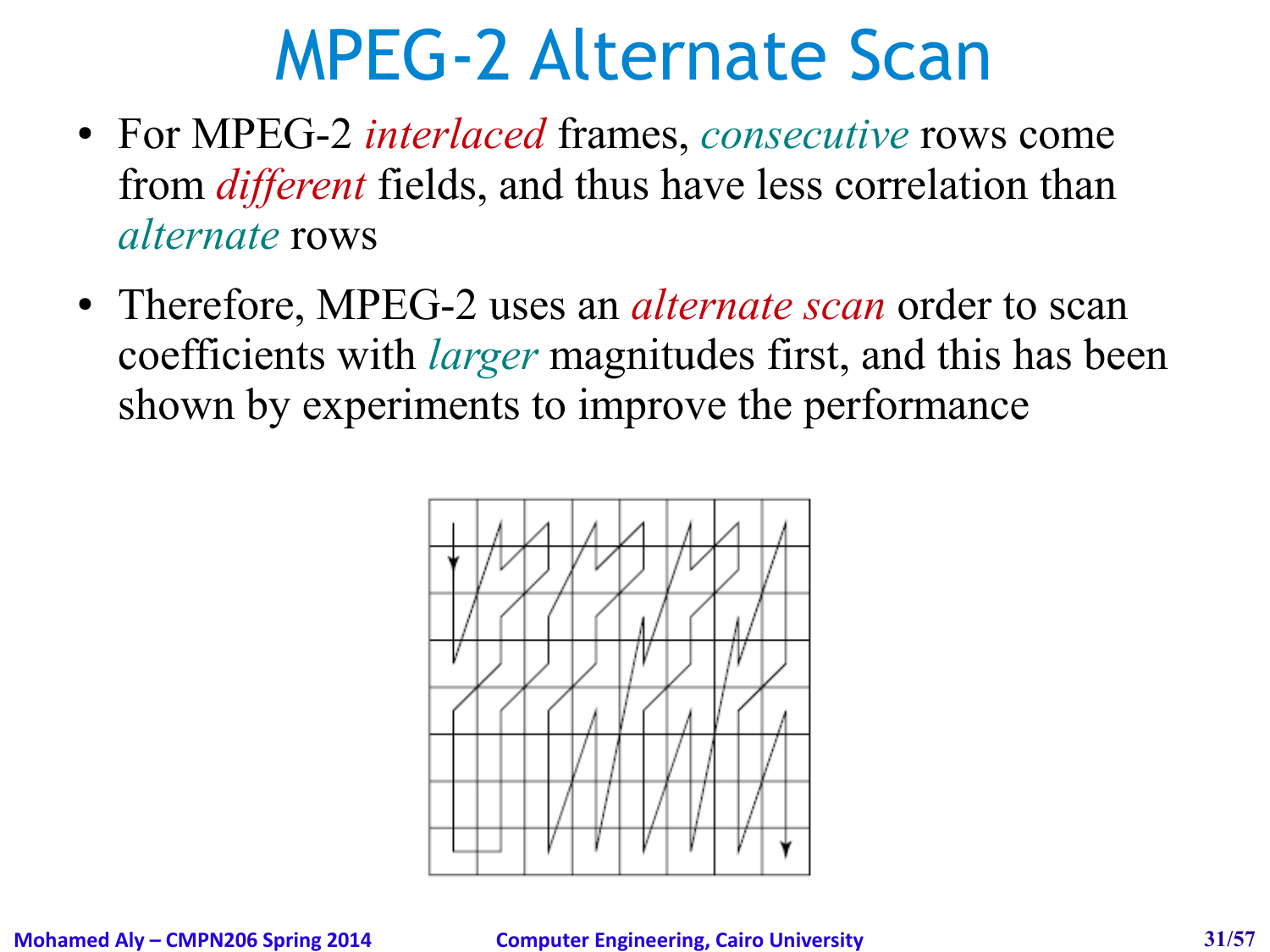# MPEG-2 Alternate Scan

- For MPEG-2 *interlaced* frames, *consecutive* rows come from *different* fields, and thus have less correlation than *alternate* rows
- Therefore, MPEG-2 uses an *alternate scan* order to scan coefficients with *larger* magnitudes first, and this has been shown by experiments to improve the performance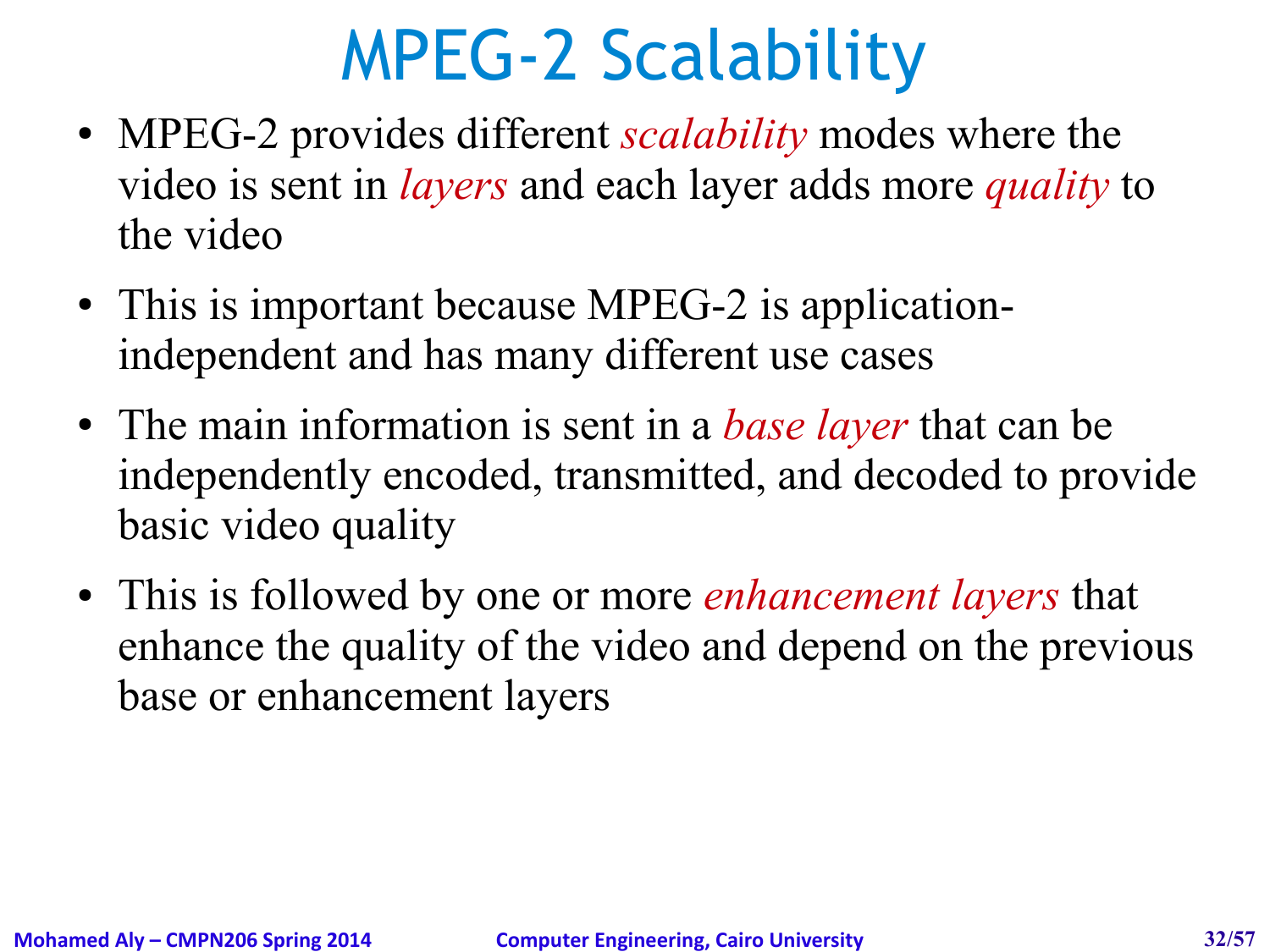# MPEG-2 Scalability

- MPEG-2 provides different *scalability* modes where the video is sent in *layers* and each layer adds more *quality* to the video
- This is important because MPEG-2 is application-independent and has many different use cases
- The main information is sent in a *base layer* that can be independently encoded, transmitted, and decoded to provide basic video quality
- This is followed by one or more *enhancement layers* that enhance the quality of the video and depend on the previous base or enhancement layers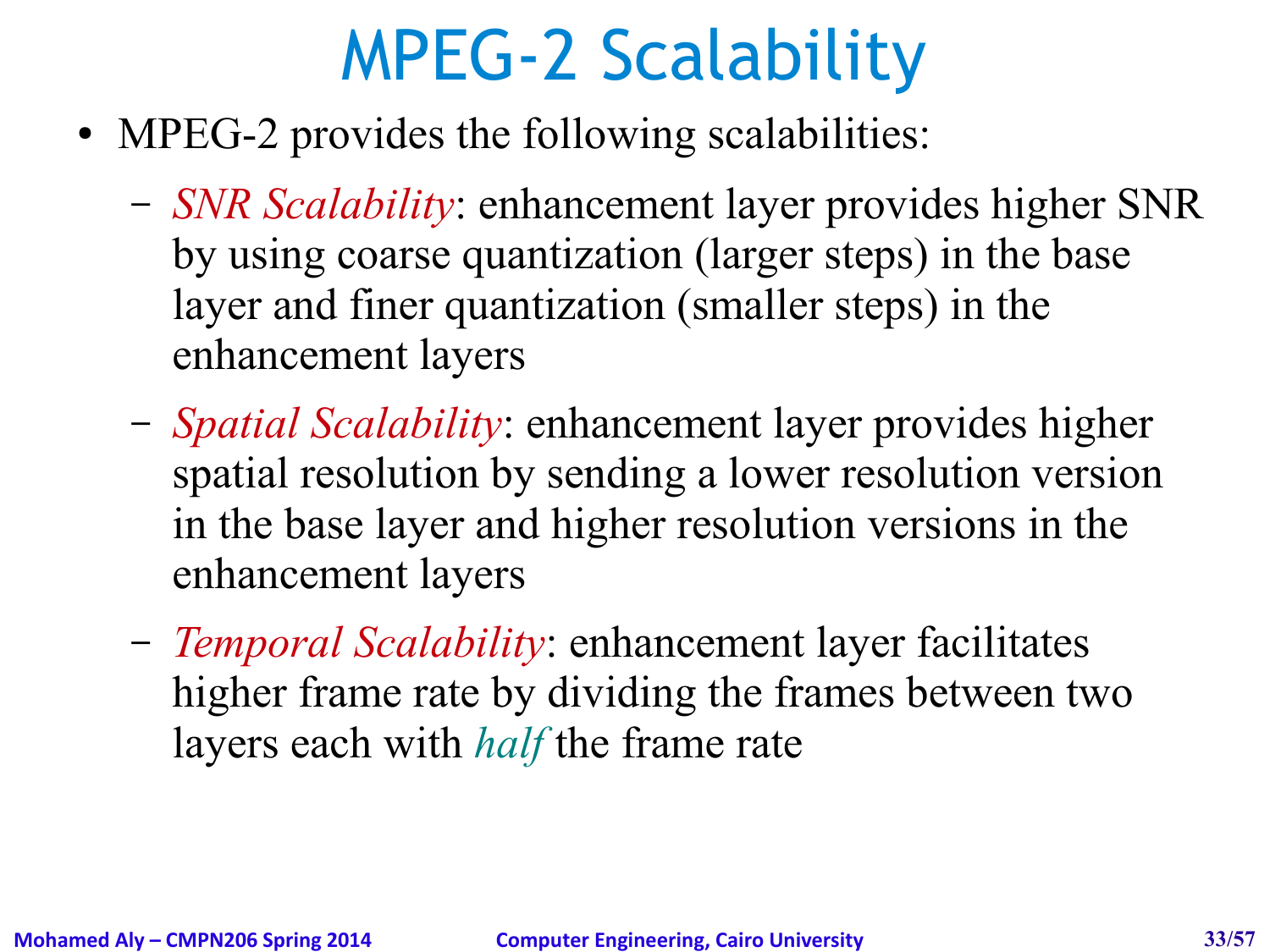# MPEG-2 Scalability

- MPEG-2 provides the following scalabilities:
  - *SNR Scalability*: enhancement layer provides higher SNR by using coarse quantization (larger steps) in the base layer and finer quantization (smaller steps) in the enhancement layers
  - *Spatial Scalability*: enhancement layer provides higher spatial resolution by sending a lower resolution version in the base layer and higher resolution versions in the enhancement layers
  - *Temporal Scalability*: enhancement layer facilitates higher frame rate by dividing the frames between two layers each with *half* the frame rate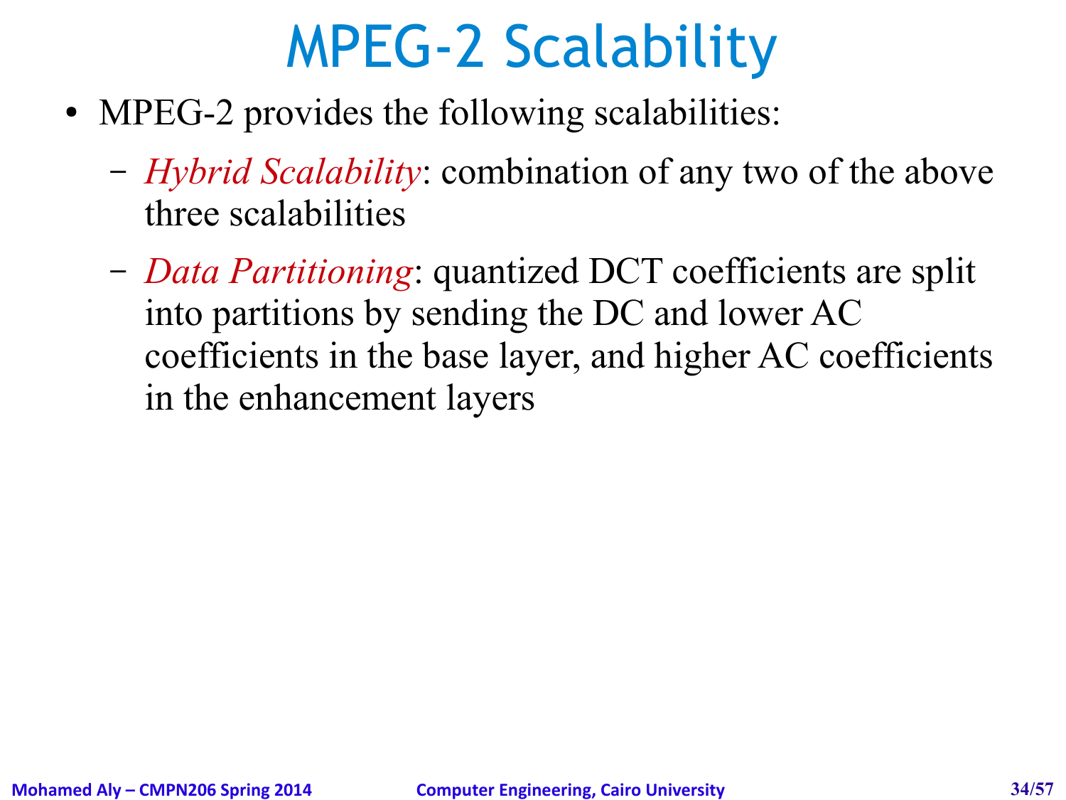# MPEG-2 Scalability

- MPEG-2 provides the following scalabilities:
  - *Hybrid Scalability*: combination of any two of the above three scalabilities
  - *Data Partitioning*: quantized DCT coefficients are split into partitions by sending the DC and lower AC coefficients in the base layer, and higher AC coefficients in the enhancement layers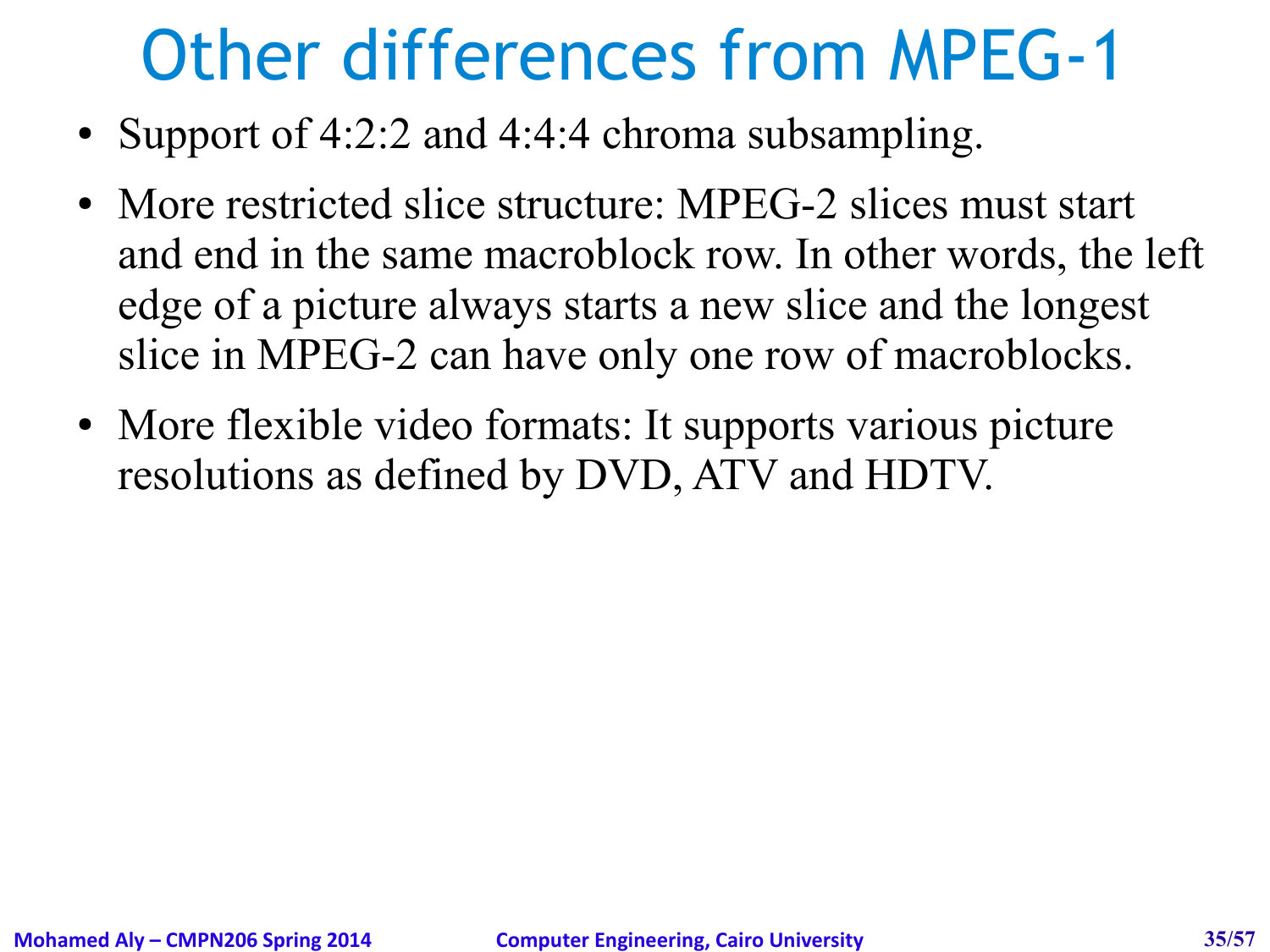# Other differences from MPEG-1

- Support of 4:2:2 and 4:4:4 chroma subsampling.
- More restricted slice structure: MPEG-2 slices must start and end in the same macroblock row. In other words, the left edge of a picture always starts a new slice and the longest slice in MPEG-2 can have only one row of macroblocks.
- More flexible video formats: It supports various picture resolutions as defined by DVD, ATV and HDTV.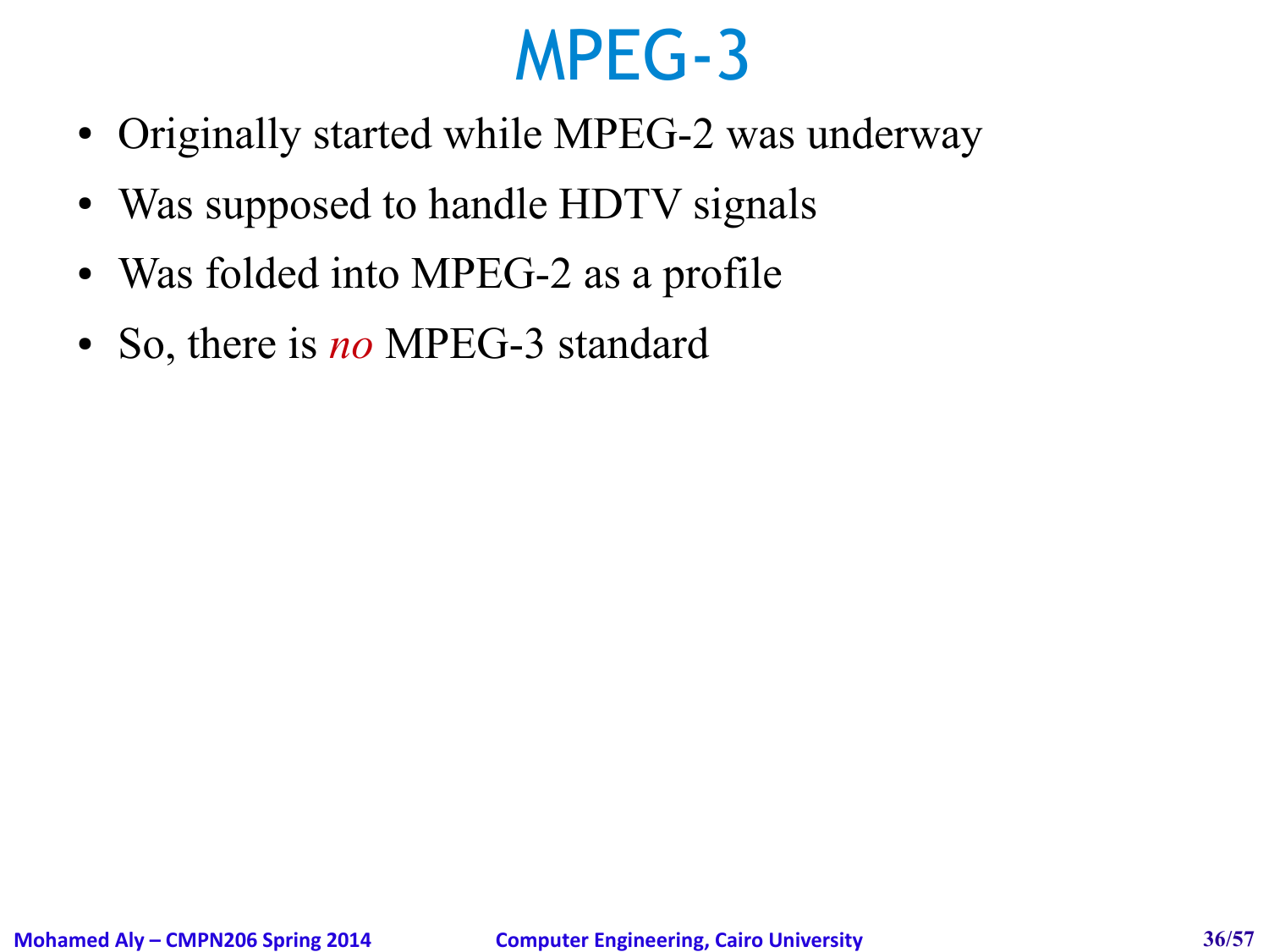# MPEG-3

- Originally started while MPEG-2 was underway
- Was supposed to handle HDTV signals
- Was folded into MPEG-2 as a profile
- So, there is *no* MPEG-3 standard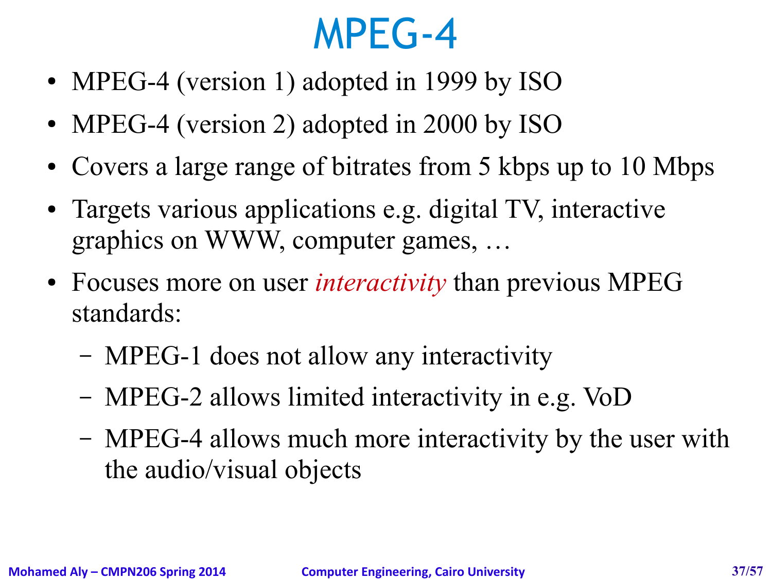# MPEG-4

- MPEG-4 (version 1) adopted in 1999 by ISO
- MPEG-4 (version 2) adopted in 2000 by ISO
- Covers a large range of bitrates from 5 kbps up to 10 Mbps
- Targets various applications e.g. digital TV, interactive graphics on WWW, computer games, …
- Focuses more on user *interactivity* than previous MPEG standards:
  - MPEG-1 does not allow any interactivity
  - MPEG-2 allows limited interactivity in e.g. VoD
  - MPEG-4 allows much more interactivity by the user with the audio/visual objects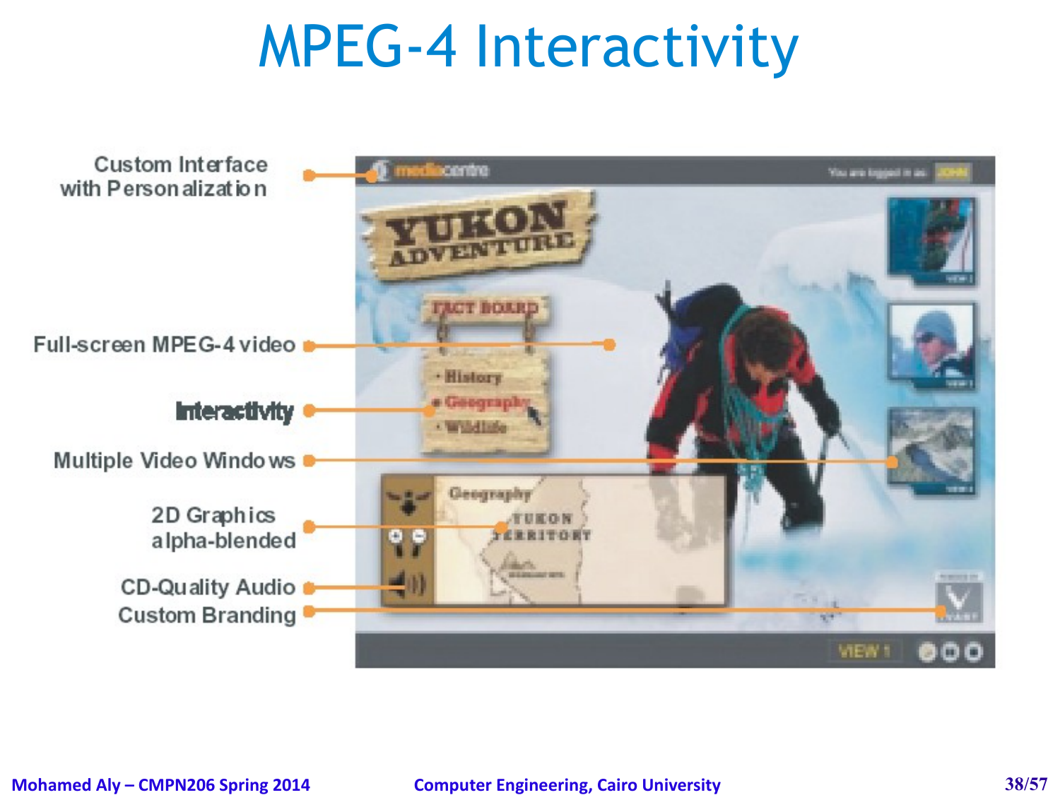# MPEG-4 Interactivity

- Custom Interface with Personalization
- Full-screen MPEG-4 video
- Interactivity
- Multiple Video Windows
- 2D Graphics alpha-blended
- CD-Quality Audio
- Custom Branding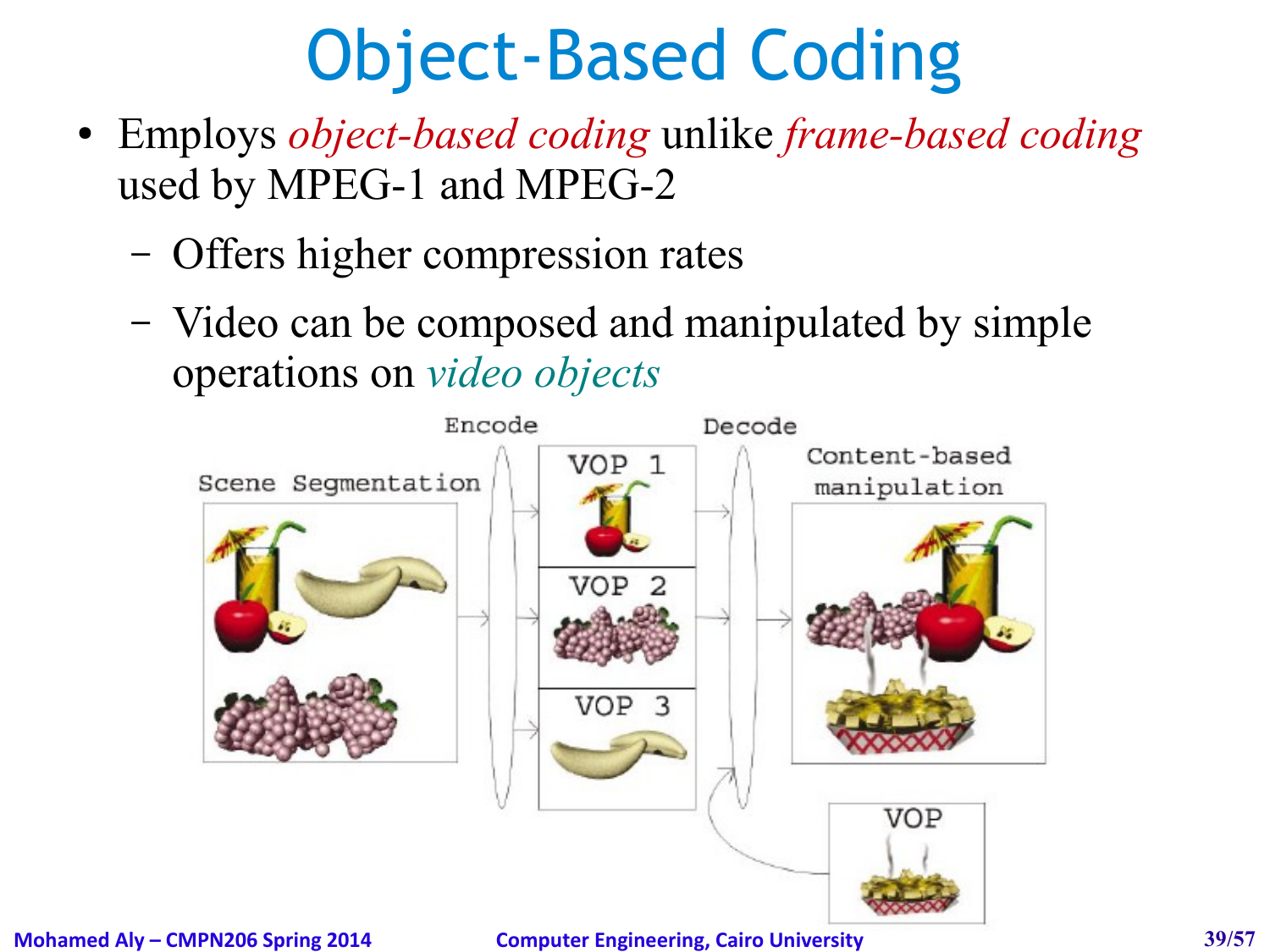# Object-Based Coding

- Employs *object-based coding* unlike *frame-based coding* used by MPEG-1 and MPEG-2
  - Offers higher compression rates
  - Video can be composed and manipulated by simple operations on *video objects*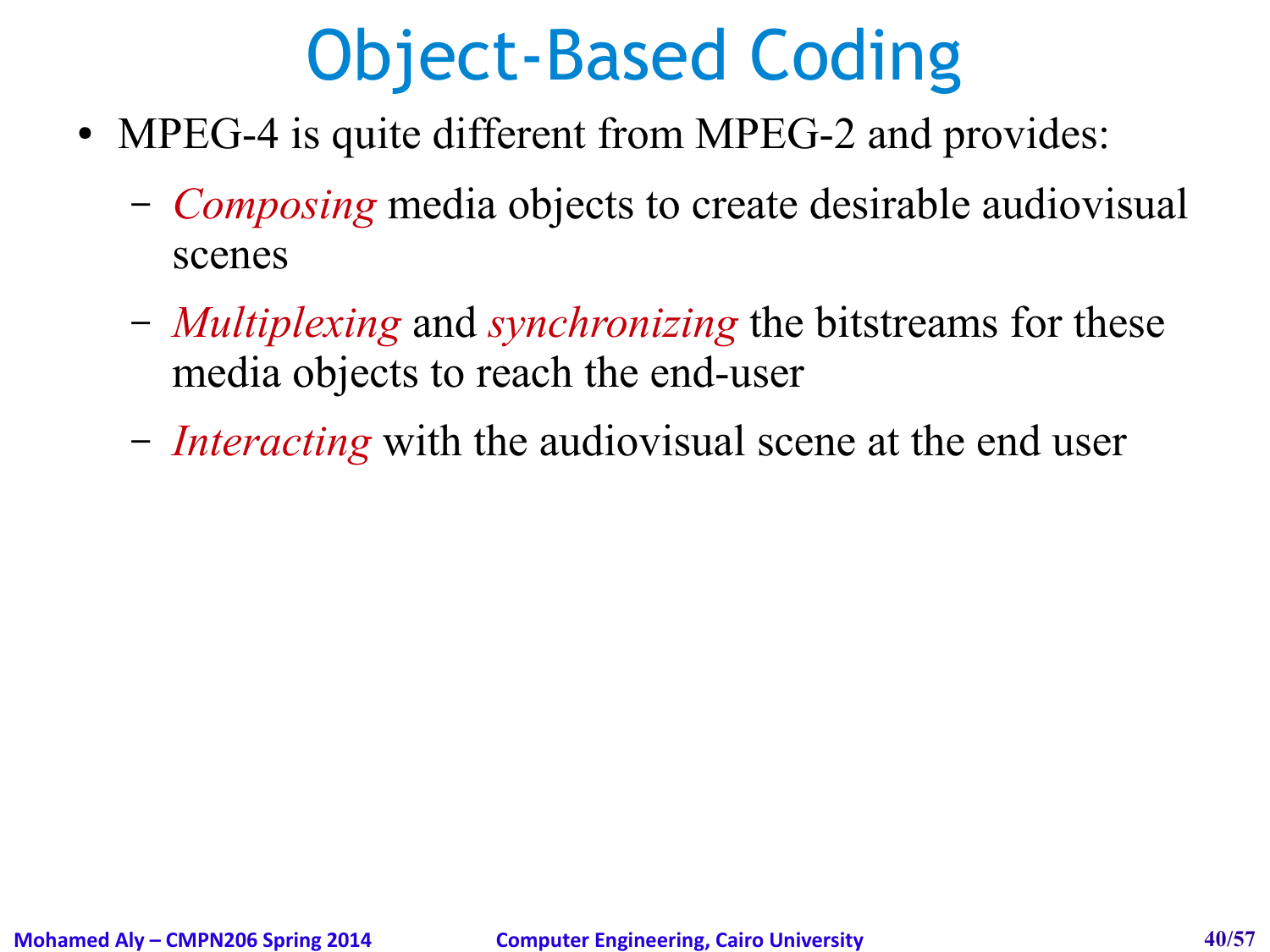# Object-Based Coding

- MPEG-4 is quite different from MPEG-2 and provides:
  - *Composing* media objects to create desirable audiovisual scenes
  - *Multiplexing* and *synchronizing* the bitstreams for these media objects to reach the end-user
  - *Interacting* with the audiovisual scene at the end user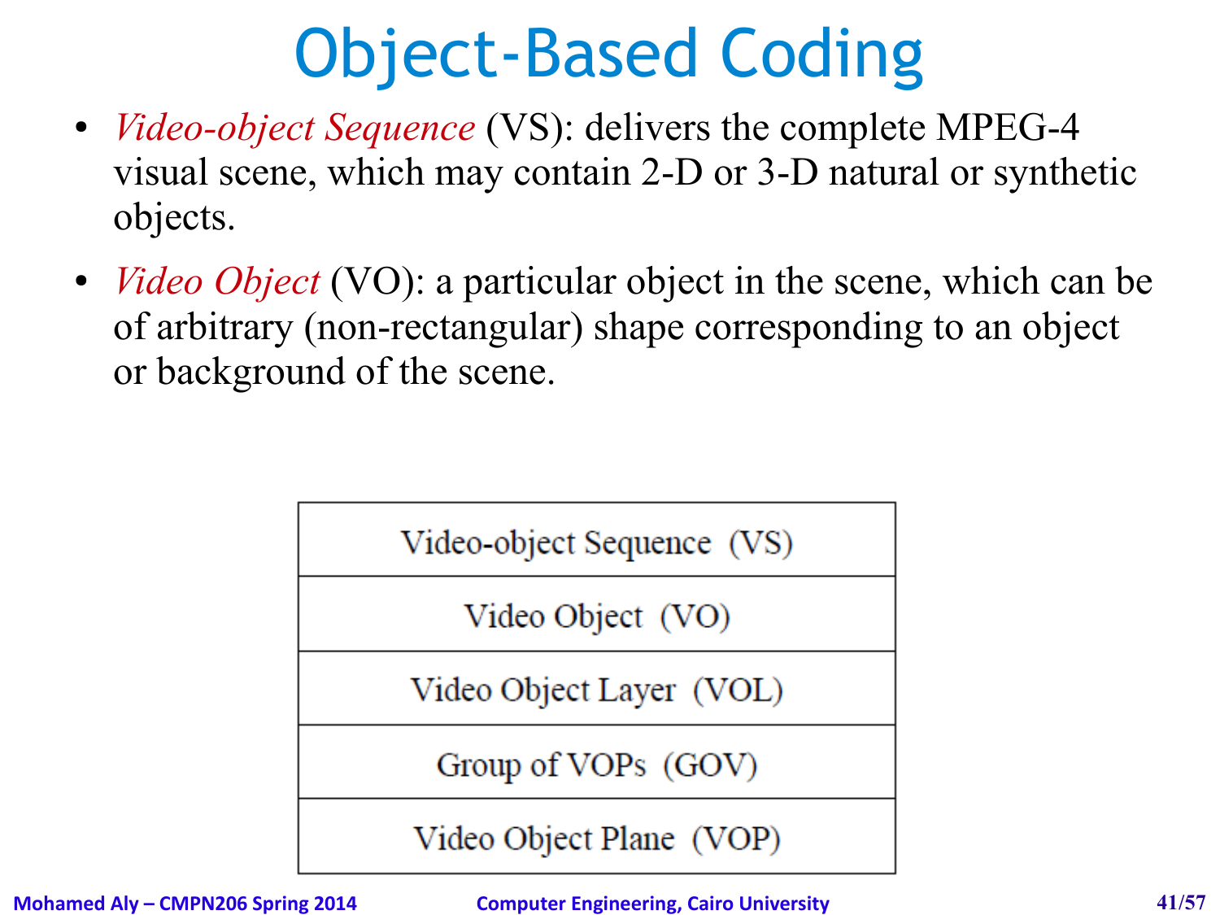# Object-Based Coding

- *Video-object Sequence* (VS): delivers the complete MPEG-4 visual scene, which may contain 2-D or 3-D natural or synthetic objects.
- *Video Object* (VO): a particular object in the scene, which can be of arbitrary (non-rectangular) shape corresponding to an object or background of the scene.

| Video-object Sequence (VS) |
|---|
| Video Object (VO) |
| Video Object Layer (VOL) |
| Group of VOPs (GOV) |
| Video Object Plane (VOP) |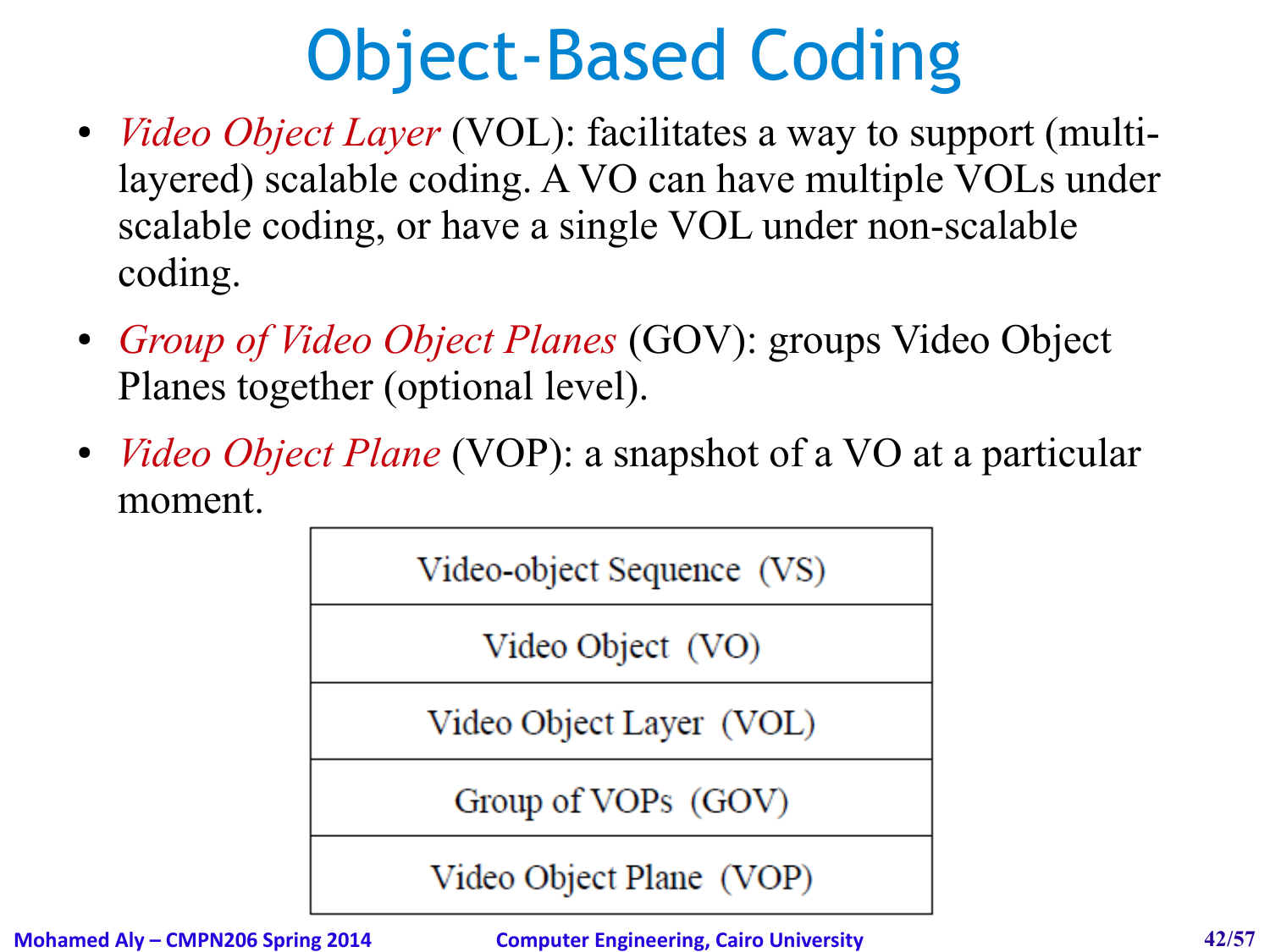# Object-Based Coding

- *Video Object Layer* (VOL): facilitates a way to support (multi-layered) scalable coding. A VO can have multiple VOLs under scalable coding, or have a single VOL under non-scalable coding.
- *Group of Video Object Planes* (GOV): groups Video Object Planes together (optional level).
- *Video Object Plane* (VOP): a snapshot of a VO at a particular moment.

| Video-object Sequence (VS) |
|---|
| Video Object (VO) |
| Video Object Layer (VOL) |
| Group of VOPs (GOV) |
| Video Object Plane (VOP) |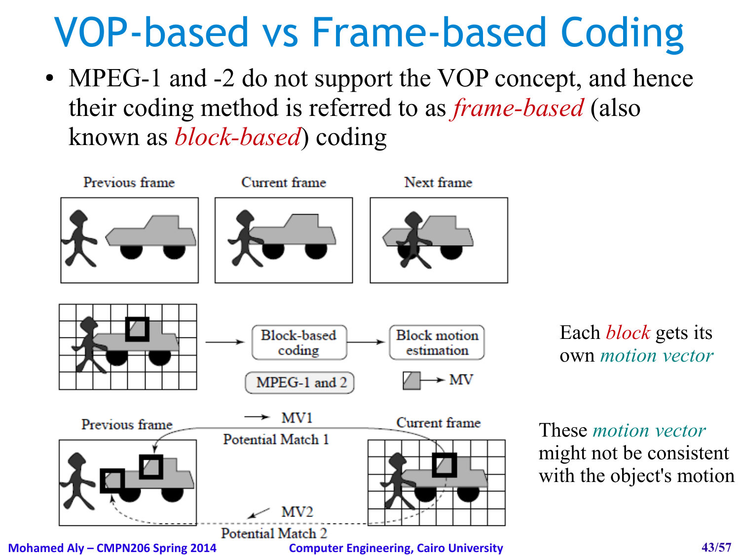# VOP-based vs Frame-based Coding

- MPEG-1 and -2 do not support the VOP concept, and hence their coding method is referred to as *frame-based* (also known as *block-based*) coding

Each *block* gets its own *motion vector*

These *motion vector* might not be consistent with the object's motion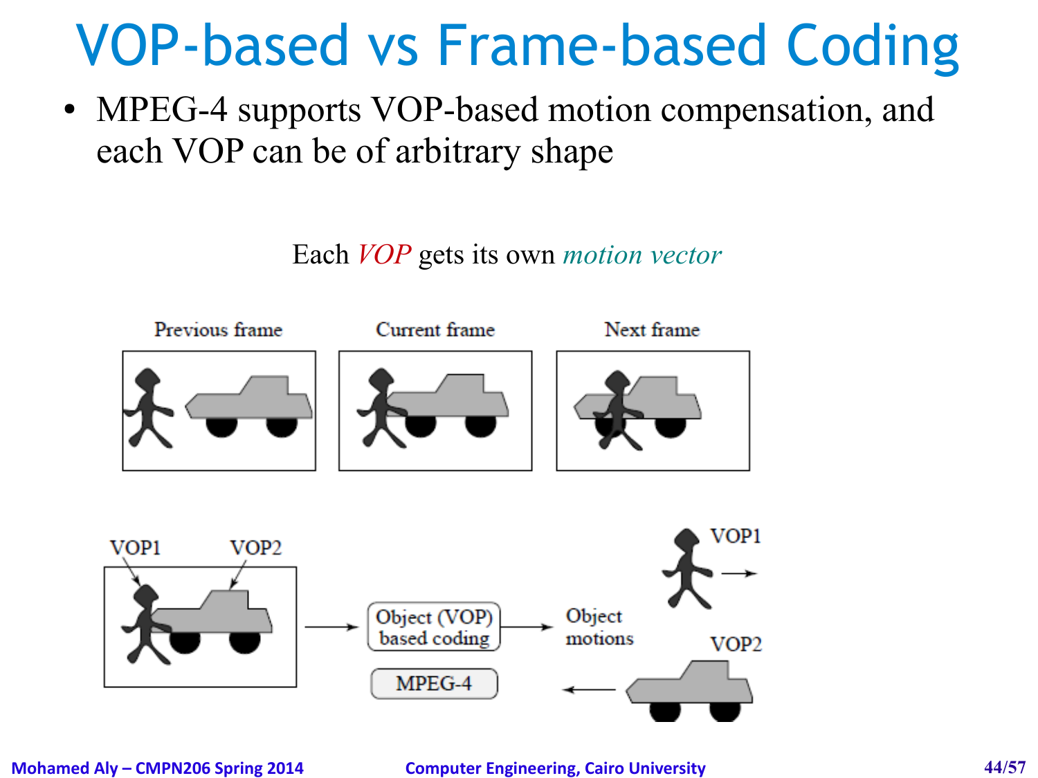# VOP-based vs Frame-based Coding

- MPEG-4 supports VOP-based motion compensation, and each VOP can be of arbitrary shape

Each *VOP* gets its own *motion vector*

Previous frame | Current frame | Next frame

VOP1 VOP2 → Object (VOP) based coding → Object motions

MPEG-4

VOP1

VOP2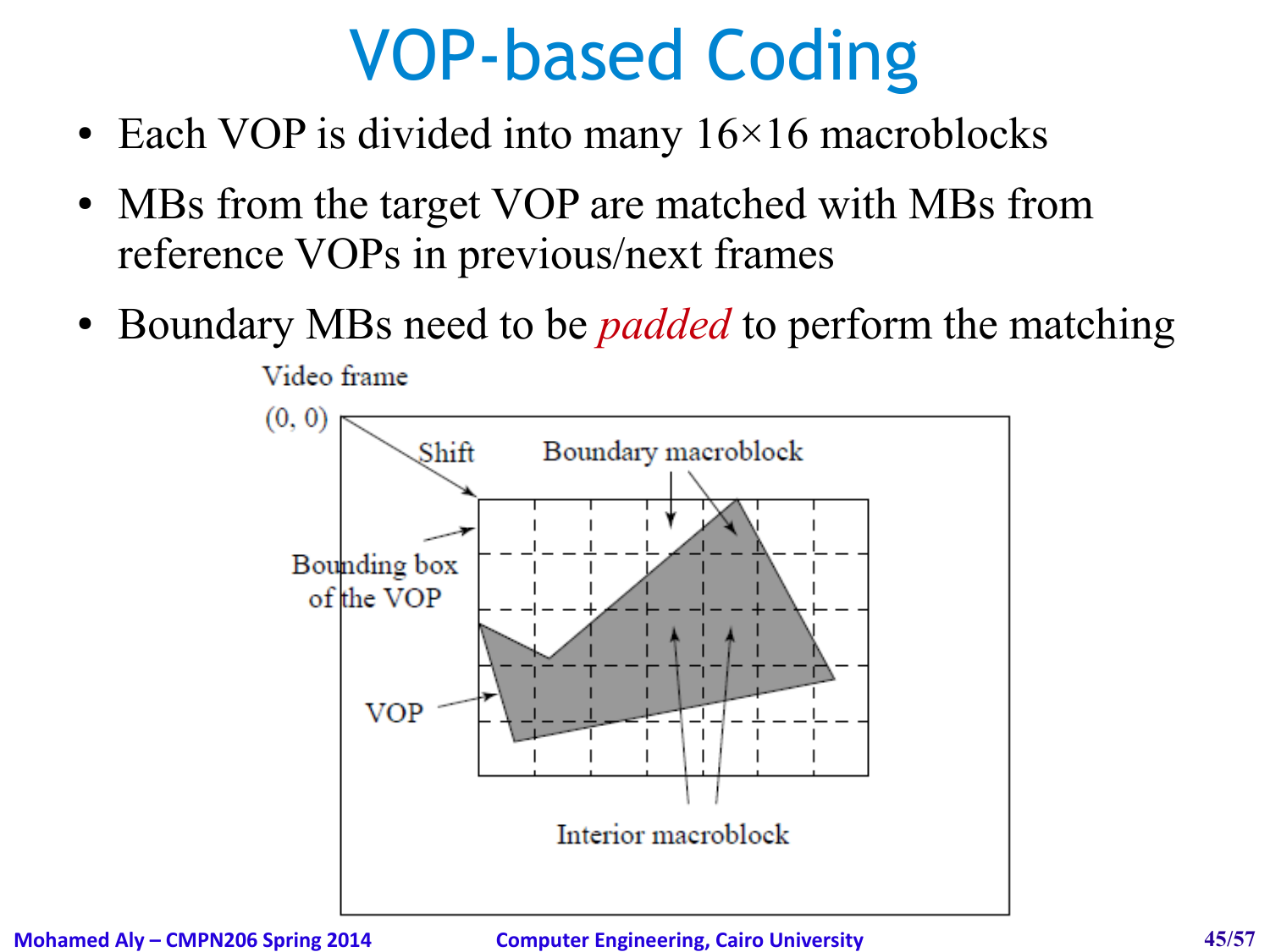# VOP-based Coding

- Each VOP is divided into many 16×16 macroblocks
- MBs from the target VOP are matched with MBs from reference VOPs in previous/next frames
- Boundary MBs need to be *padded* to perform the matching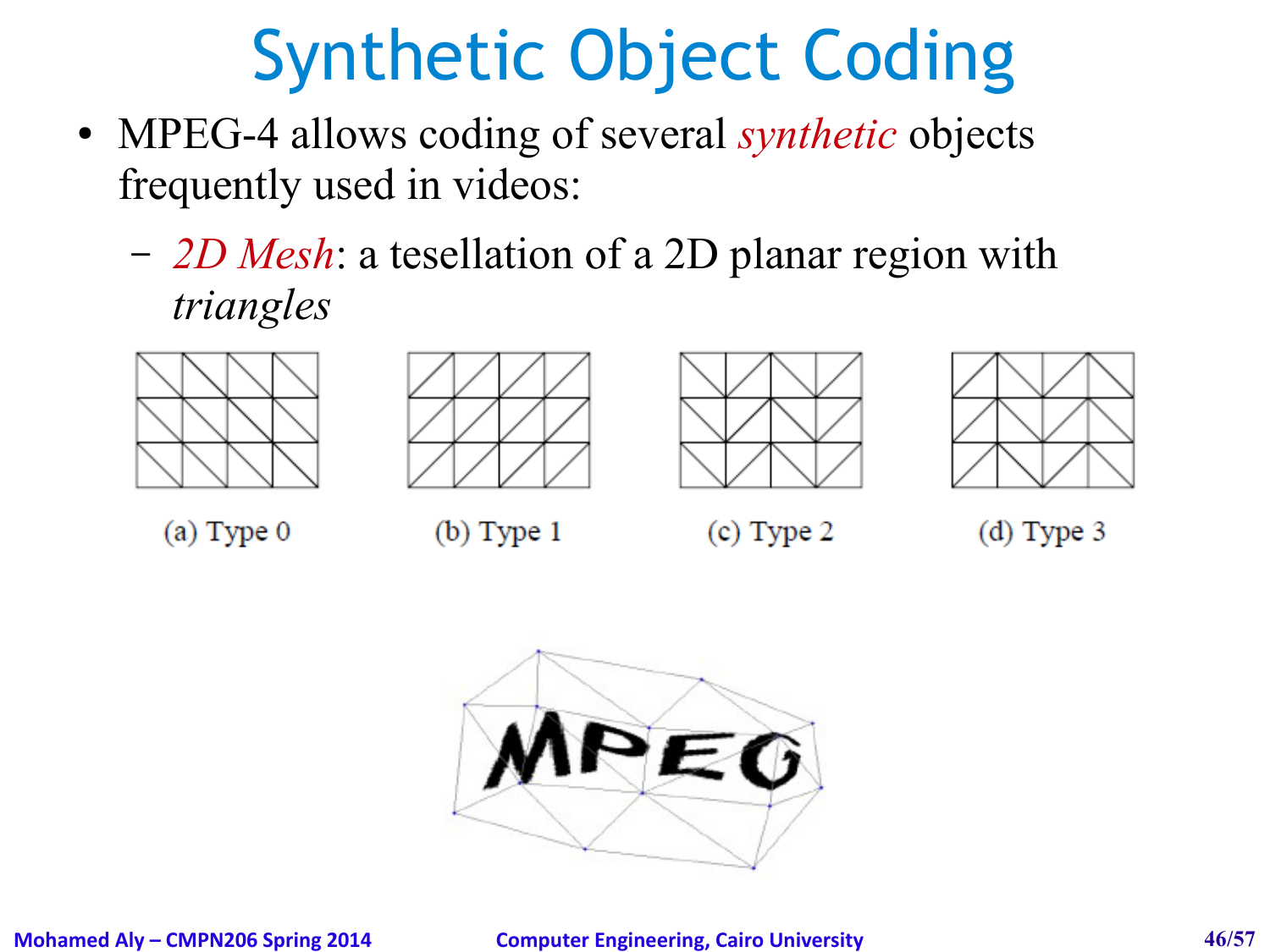# Synthetic Object Coding

- MPEG-4 allows coding of several *synthetic* objects frequently used in videos:
  - *2D Mesh*: a tesellation of a 2D planar region with *triangles*

(a) Type 0 (b) Type 1 (c) Type 2 (d) Type 3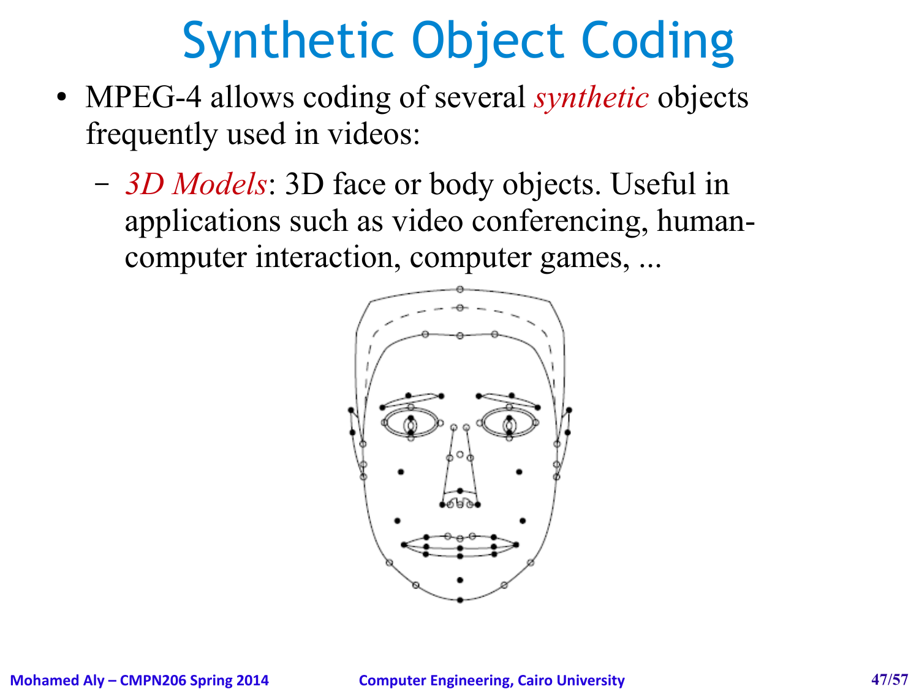# Synthetic Object Coding

- MPEG-4 allows coding of several *synthetic* objects frequently used in videos:
  - *3D Models*: 3D face or body objects. Useful in applications such as video conferencing, human-computer interaction, computer games, ...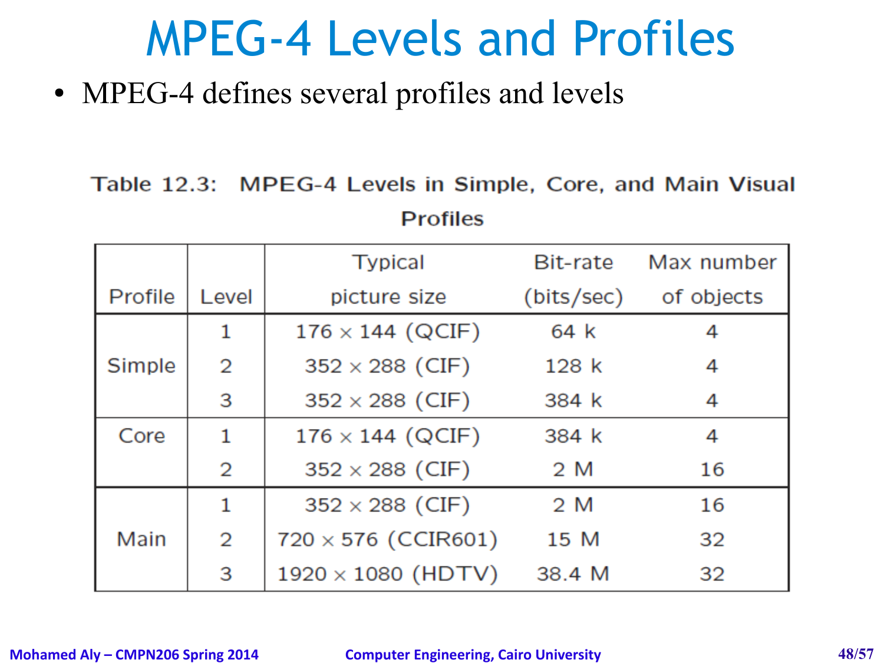# MPEG-4 Levels and Profiles

- MPEG-4 defines several profiles and levels

Table 12.3: MPEG-4 Levels in Simple, Core, and Main Visual Profiles

| Profile | Level | Typical picture size | Bit-rate (bits/sec) | Max number of objects |
|---|---|---|---|---|
| Simple | 1 | 176 × 144 (QCIF) | 64 k | 4 |
| | 2 | 352 × 288 (CIF) | 128 k | 4 |
| | 3 | 352 × 288 (CIF) | 384 k | 4 |
| Core | 1 | 176 × 144 (QCIF) | 384 k | 4 |
| | 2 | 352 × 288 (CIF) | 2 M | 16 |
| Main | 1 | 352 × 288 (CIF) | 2 M | 16 |
| | 2 | 720 × 576 (CCIR601) | 15 M | 32 |
| | 3 | 1920 × 1080 (HDTV) | 38.4 M | 32 |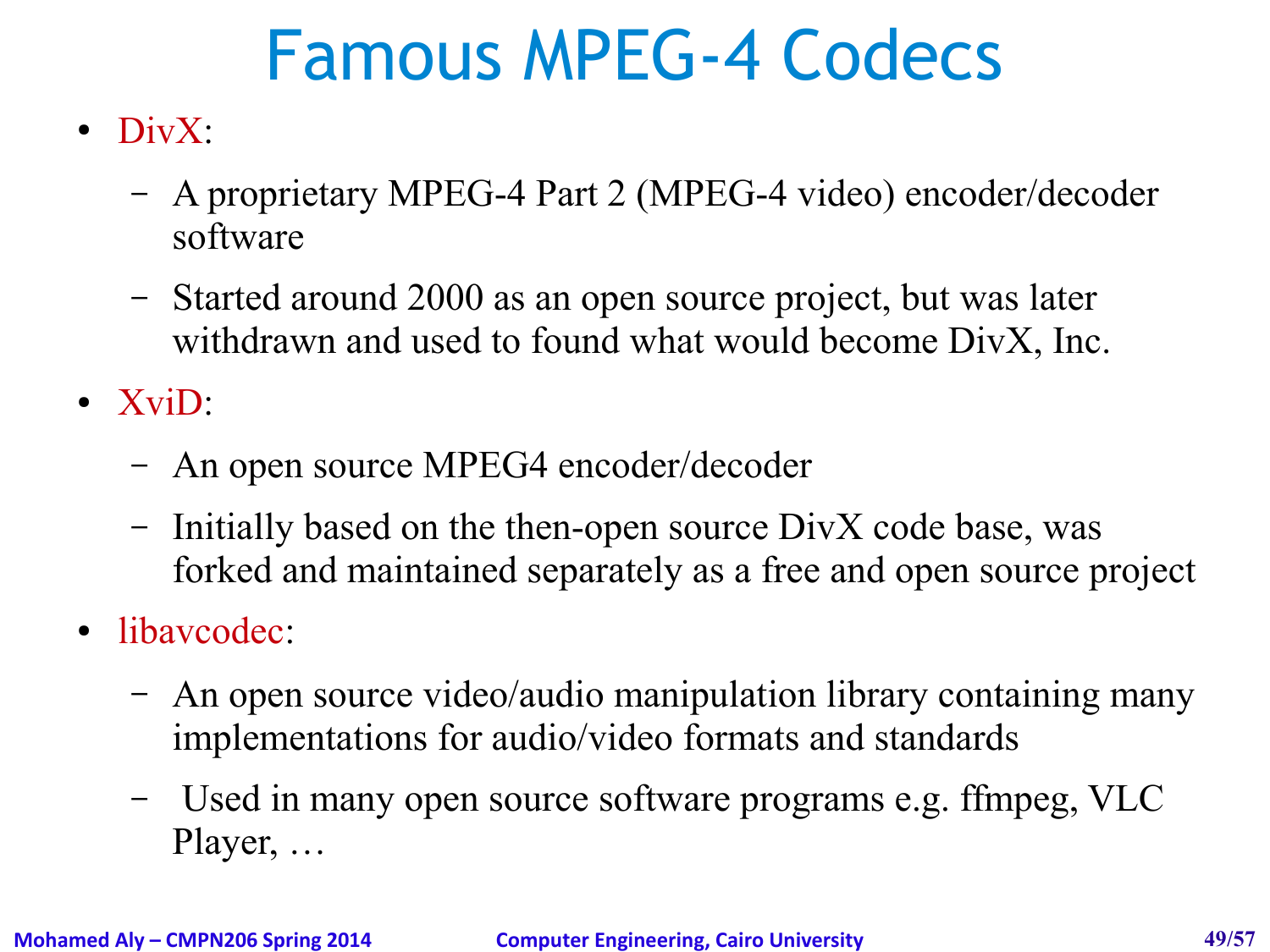# Famous MPEG-4 Codecs

- DivX:
  - A proprietary MPEG-4 Part 2 (MPEG-4 video) encoder/decoder software
  - Started around 2000 as an open source project, but was later withdrawn and used to found what would become DivX, Inc.
- XviD:
  - An open source MPEG4 encoder/decoder
  - Initially based on the then-open source DivX code base, was forked and maintained separately as a free and open source project
- libavcodec:
  - An open source video/audio manipulation library containing many implementations for audio/video formats and standards
  - Used in many open source software programs e.g. ffmpeg, VLC Player, …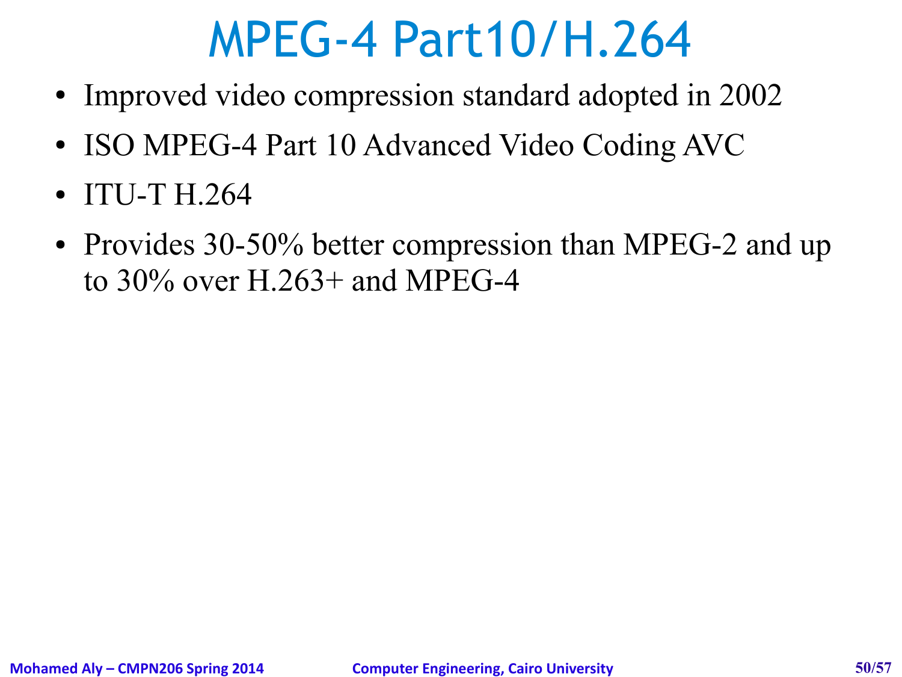# MPEG-4 Part10/H.264

- Improved video compression standard adopted in 2002
- ISO MPEG-4 Part 10 Advanced Video Coding AVC
- ITU-T H.264
- Provides 30-50% better compression than MPEG-2 and up to 30% over H.263+ and MPEG-4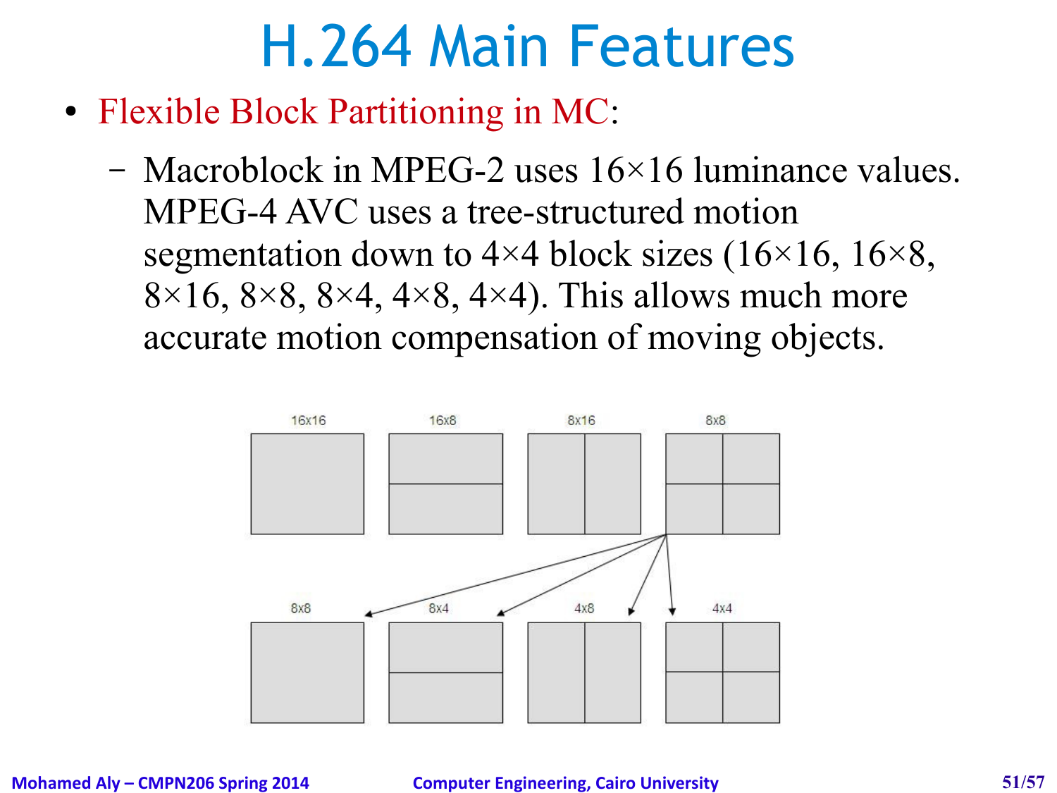# H.264 Main Features

- Flexible Block Partitioning in MC:
  - Macroblock in MPEG-2 uses 16×16 luminance values. MPEG-4 AVC uses a tree-structured motion segmentation down to 4×4 block sizes (16×16, 16×8, 8×16, 8×8, 8×4, 4×8, 4×4). This allows much more accurate motion compensation of moving objects.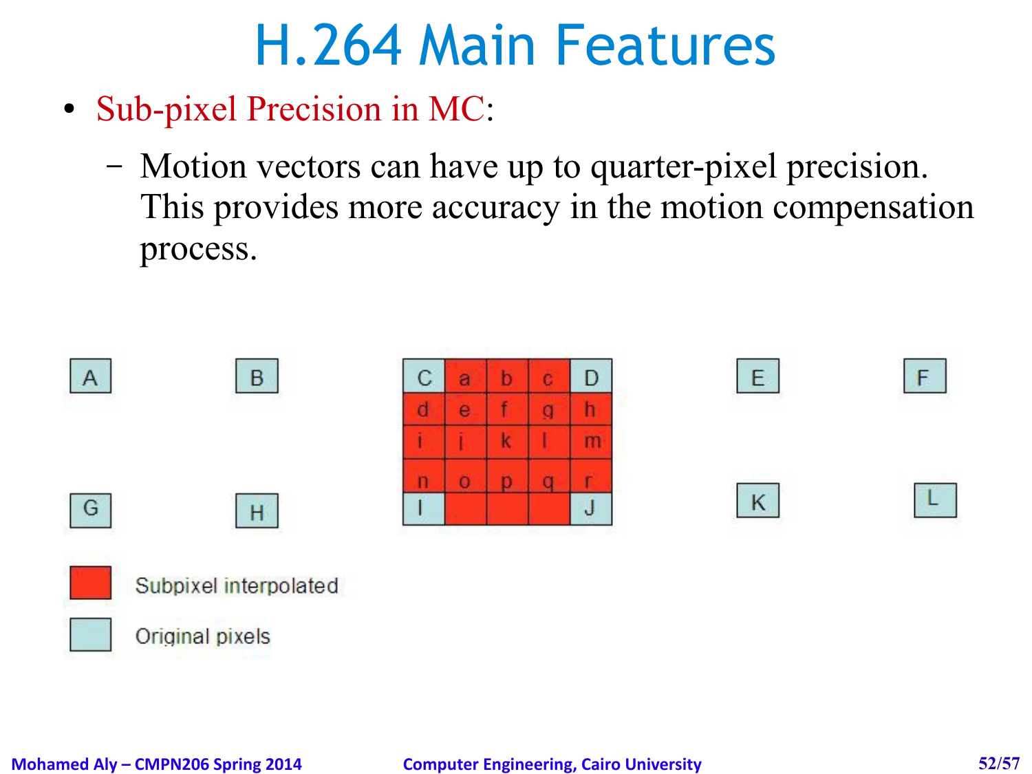# H.264 Main Features

- Sub-pixel Precision in MC:
  - Motion vectors can have up to quarter-pixel precision. This provides more accuracy in the motion compensation process.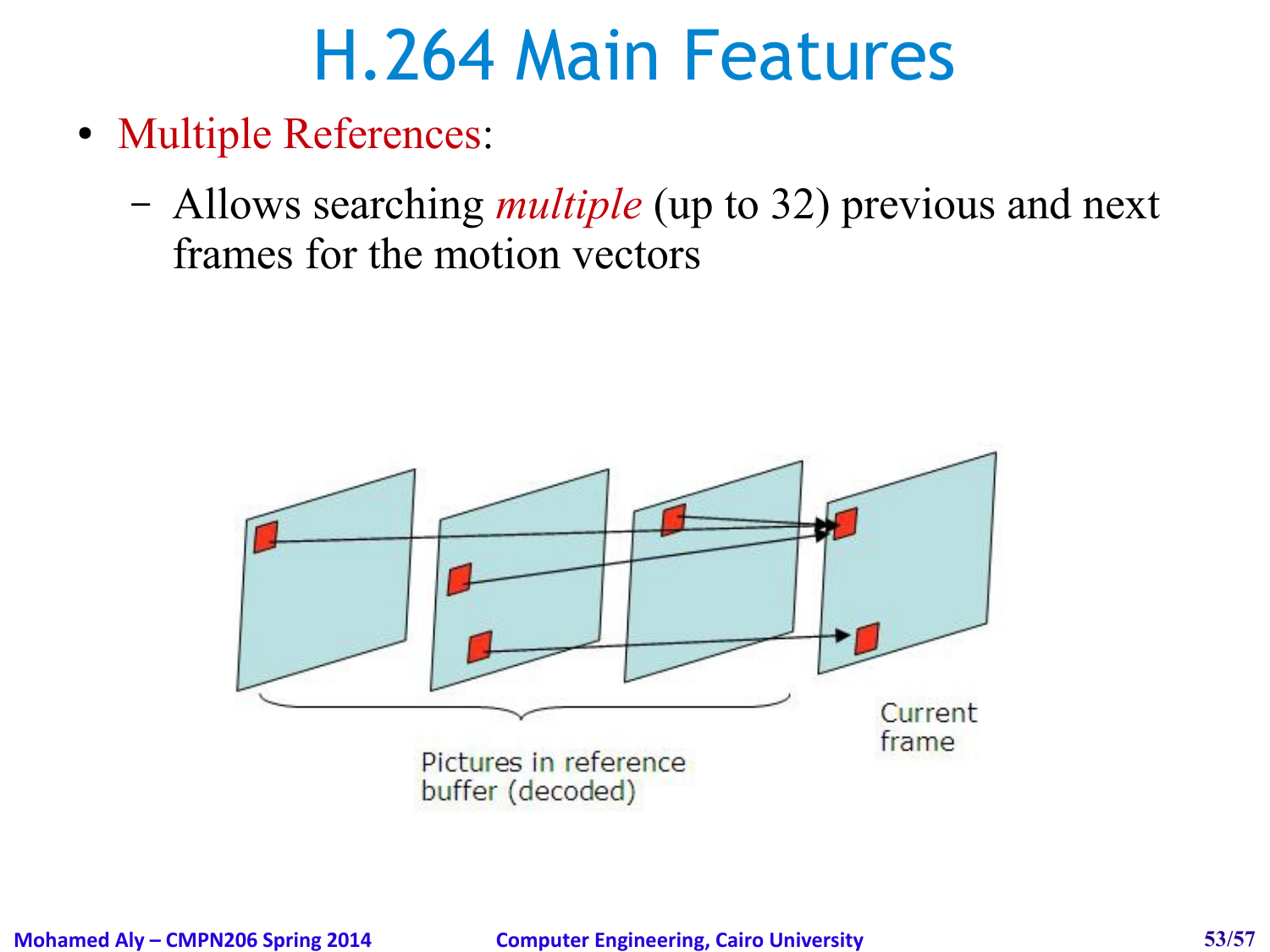# H.264 Main Features

- Multiple References:
  - Allows searching *multiple* (up to 32) previous and next frames for the motion vectors

Pictures in reference buffer (decoded)

Current frame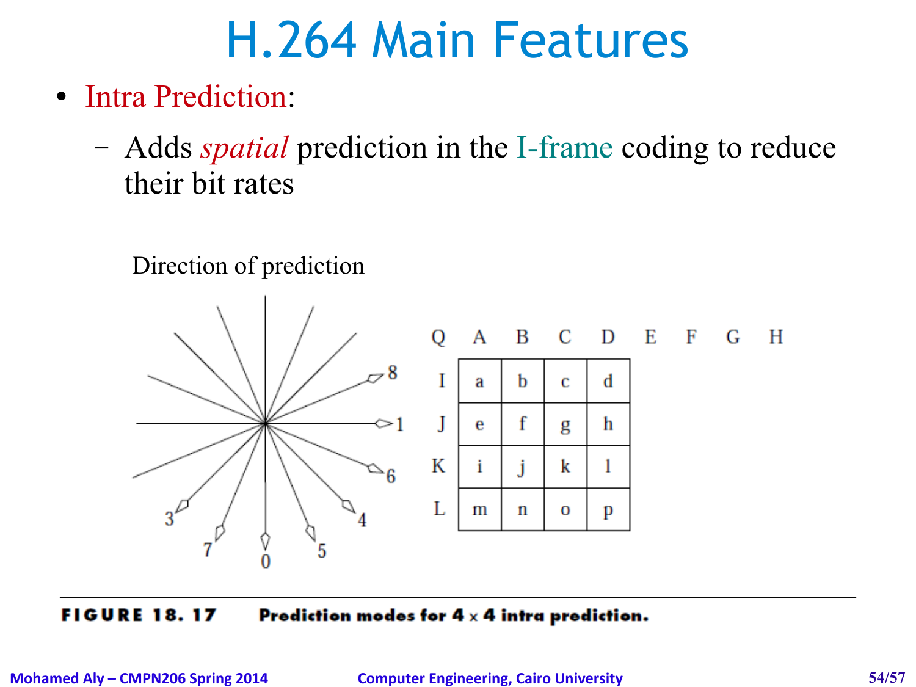# H.264 Main Features

- Intra Prediction:
  - Adds *spatial* prediction in the I-frame coding to reduce their bit rates

Direction of prediction

| Q | A | B | C | D | E | F | G | H |
|---|---|---|---|---|---|---|---|---|
| I | a | b | c | d | | | | |
| J | e | f | g | h | | | | |
| K | i | j | k | l | | | | |
| L | m | n | o | p | | | | |

**FIGURE 18. 17** **Prediction modes for 4 × 4 intra prediction.**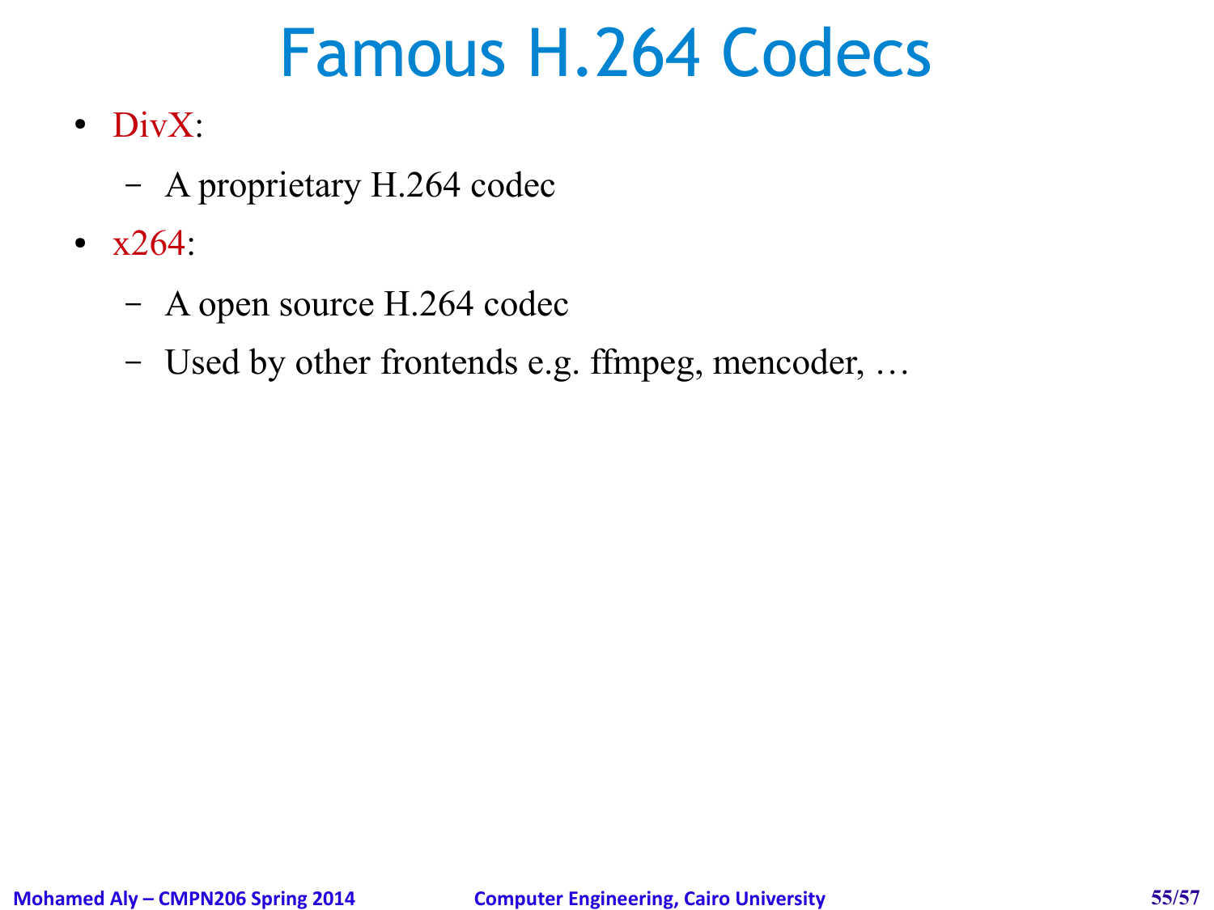# Famous H.264 Codecs

- DivX:
  - A proprietary H.264 codec
- x264:
  - A open source H.264 codec
  - Used by other frontends e.g. ffmpeg, mencoder, …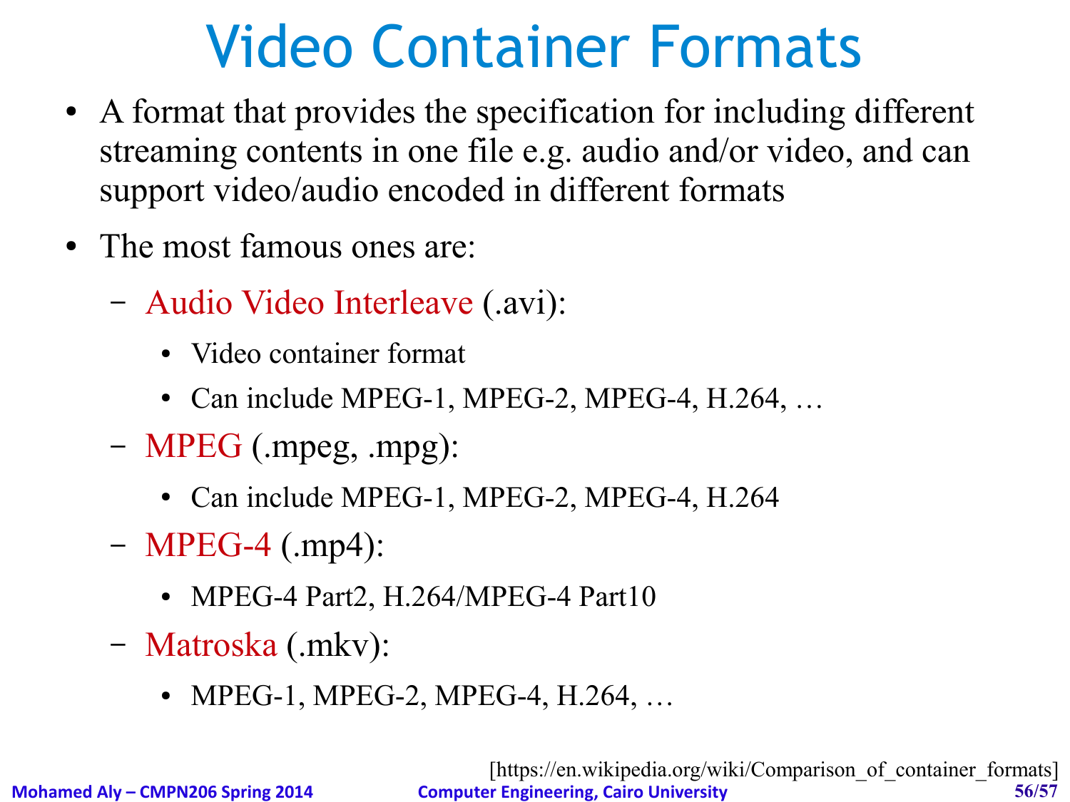# Video Container Formats

- A format that provides the specification for including different streaming contents in one file e.g. audio and/or video, and can support video/audio encoded in different formats
- The most famous ones are:
  - Audio Video Interleave (.avi):
    - Video container format
    - Can include MPEG-1, MPEG-2, MPEG-4, H.264, …
  - MPEG (.mpeg, .mpg):
    - Can include MPEG-1, MPEG-2, MPEG-4, H.264
  - MPEG-4 (.mp4):
    - MPEG-4 Part2, H.264/MPEG-4 Part10
  - Matroska (.mkv):
    - MPEG-1, MPEG-2, MPEG-4, H.264, …

[https://en.wikipedia.org/wiki/Comparison_of_container_formats]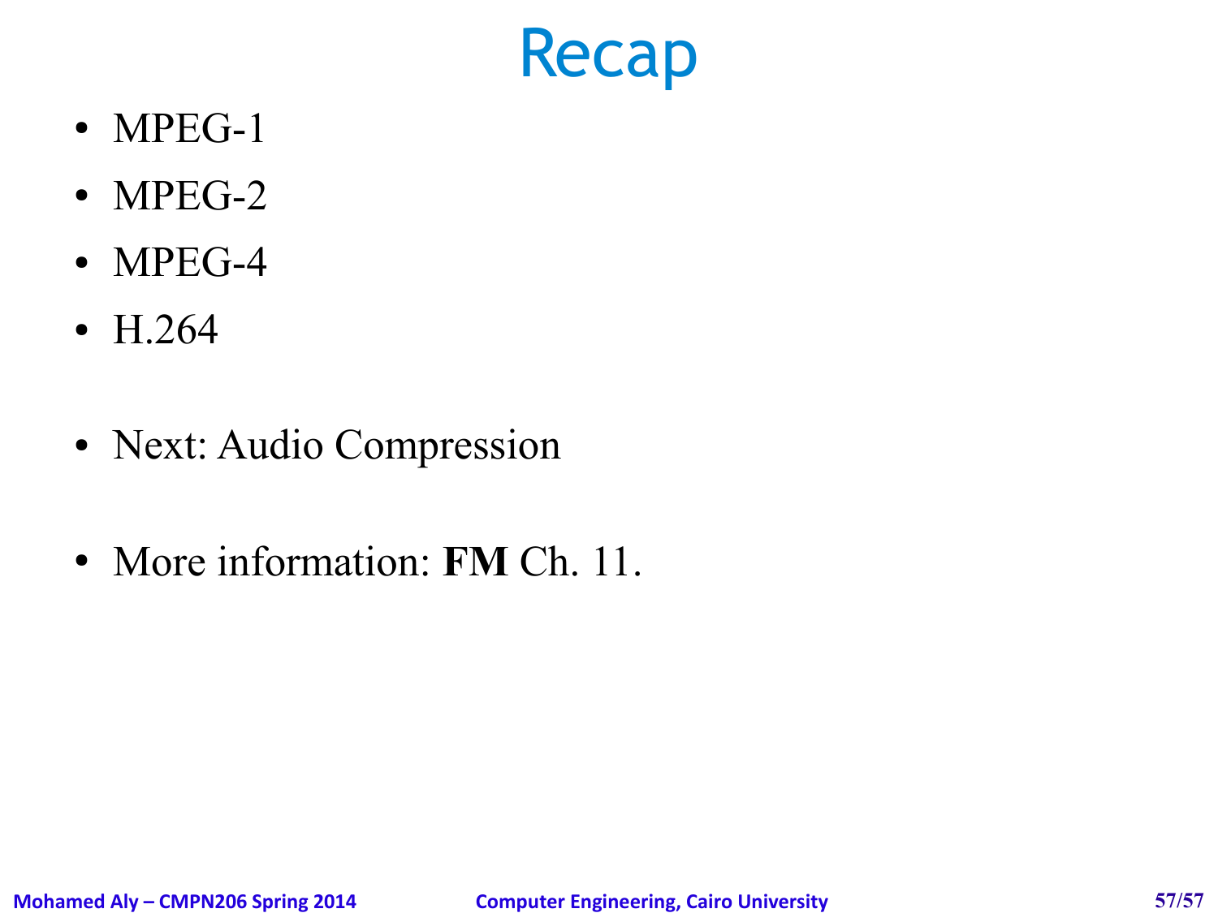# Recap

- MPEG-1
- MPEG-2
- MPEG-4
- H.264

- Next: Audio Compression

- More information: **FM** Ch. 11.